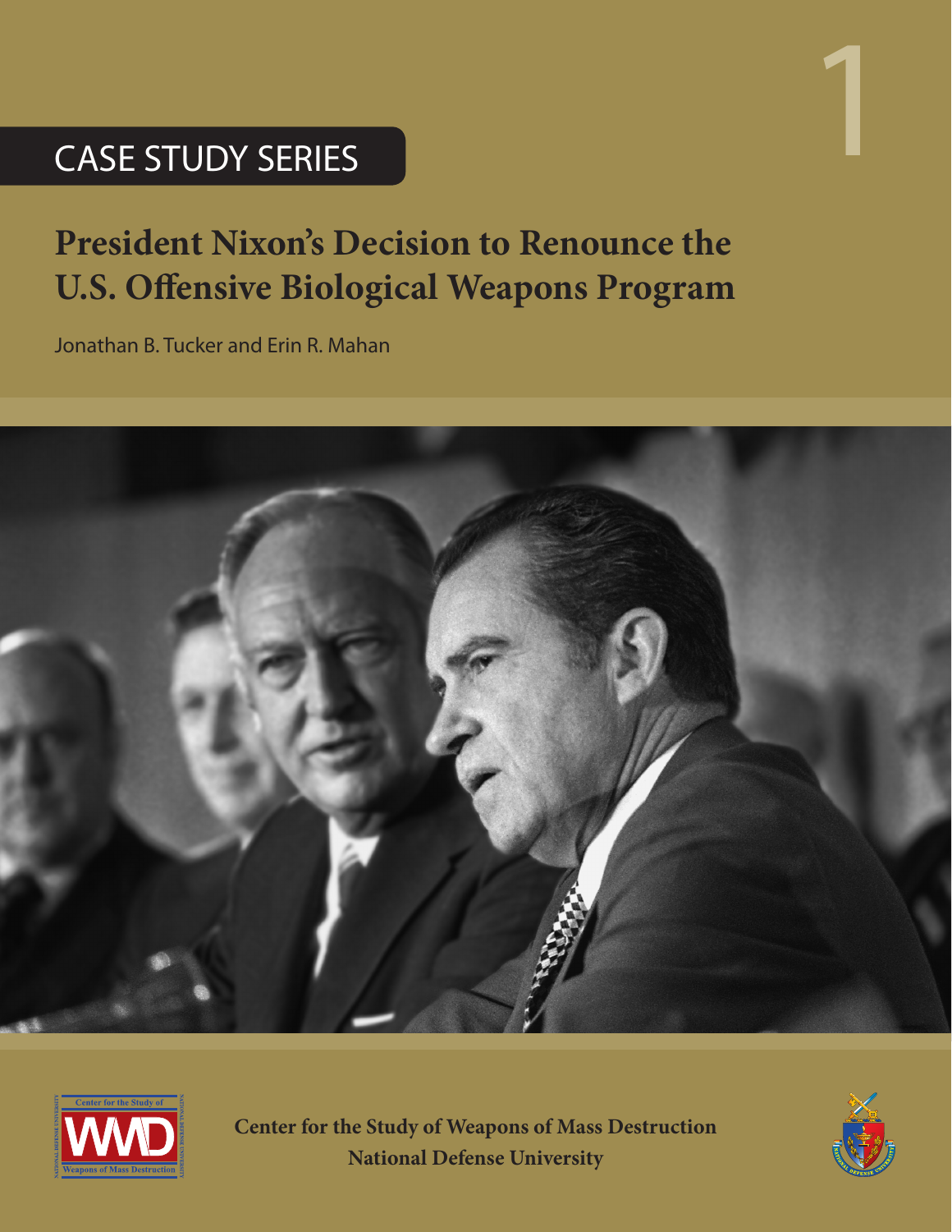# CASE STUDY SERIES

1

## President Nixon's Decision to Renounce the U.S. Offensive Biological Weapons Program

Jonathan B. Tucker and Erin R. Mahan

**Center for the Study of Weapons of Mass Destruction**
**National Defense University**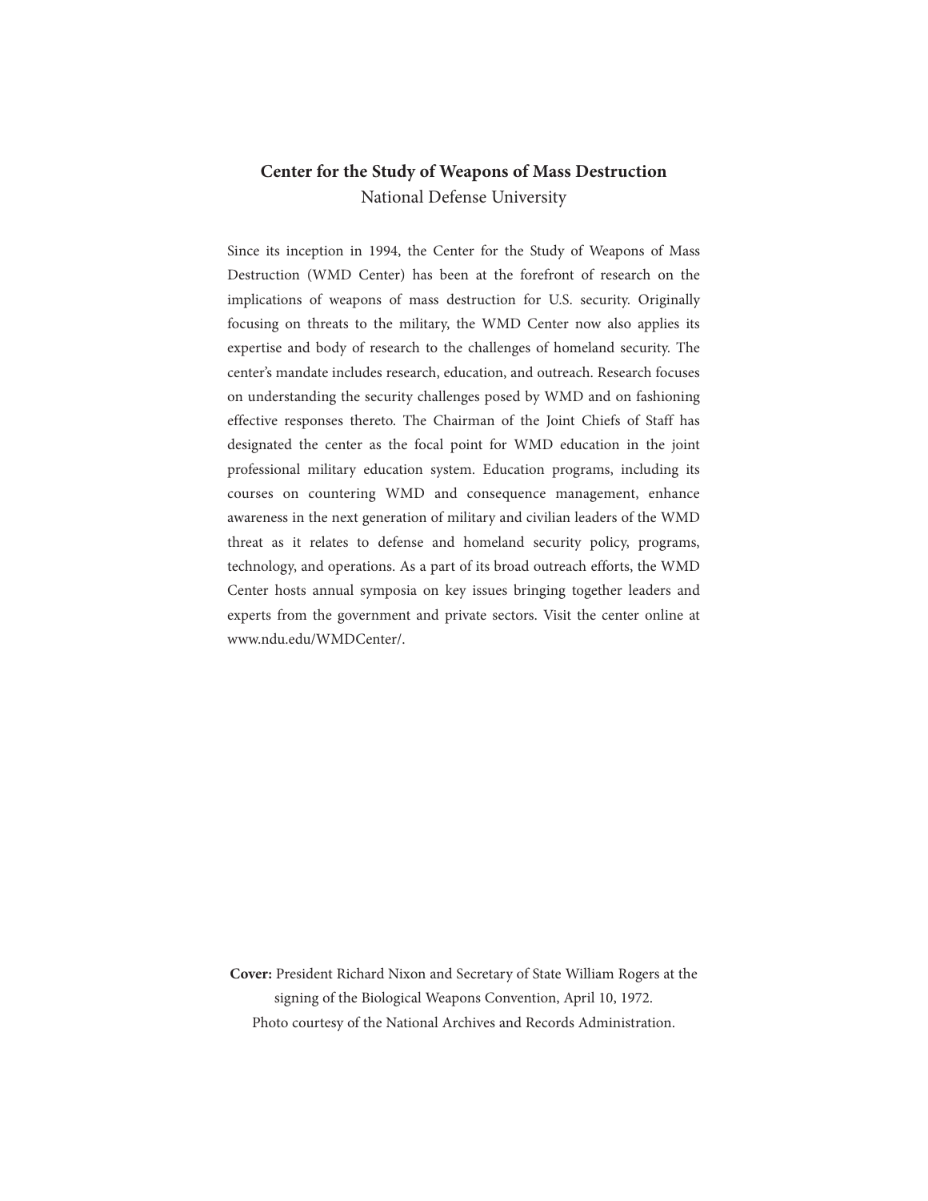**Center for the Study of Weapons of Mass Destruction**
National Defense University

Since its inception in 1994, the Center for the Study of Weapons of Mass Destruction (WMD Center) has been at the forefront of research on the implications of weapons of mass destruction for U.S. security. Originally focusing on threats to the military, the WMD Center now also applies its expertise and body of research to the challenges of homeland security. The center's mandate includes research, education, and outreach. Research focuses on understanding the security challenges posed by WMD and on fashioning effective responses thereto. The Chairman of the Joint Chiefs of Staff has designated the center as the focal point for WMD education in the joint professional military education system. Education programs, including its courses on countering WMD and consequence management, enhance awareness in the next generation of military and civilian leaders of the WMD threat as it relates to defense and homeland security policy, programs, technology, and operations. As a part of its broad outreach efforts, the WMD Center hosts annual symposia on key issues bringing together leaders and experts from the government and private sectors. Visit the center online at www.ndu.edu/WMDCenter/.

**Cover:** President Richard Nixon and Secretary of State William Rogers at the signing of the Biological Weapons Convention, April 10, 1972.
Photo courtesy of the National Archives and Records Administration.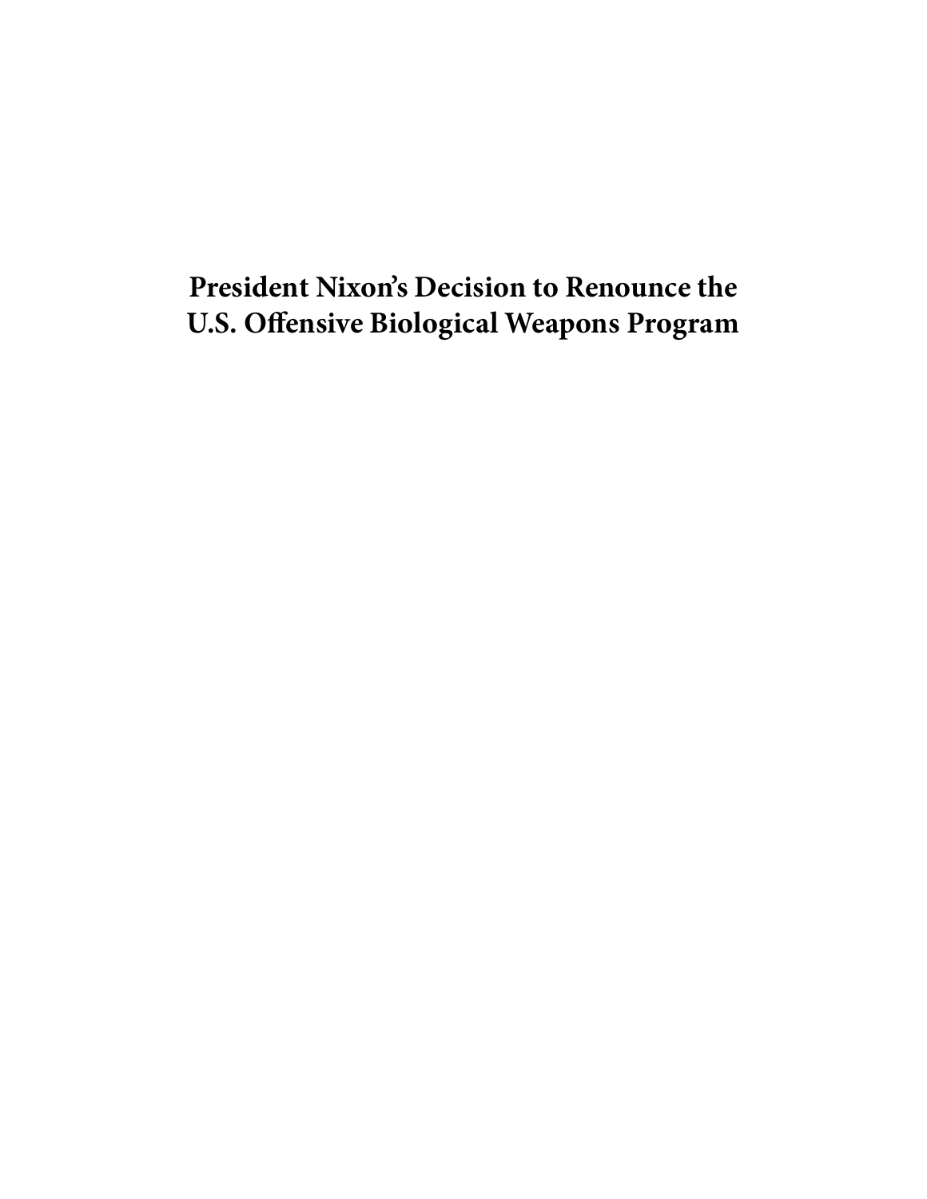# President Nixon's Decision to Renounce the U.S. Offensive Biological Weapons Program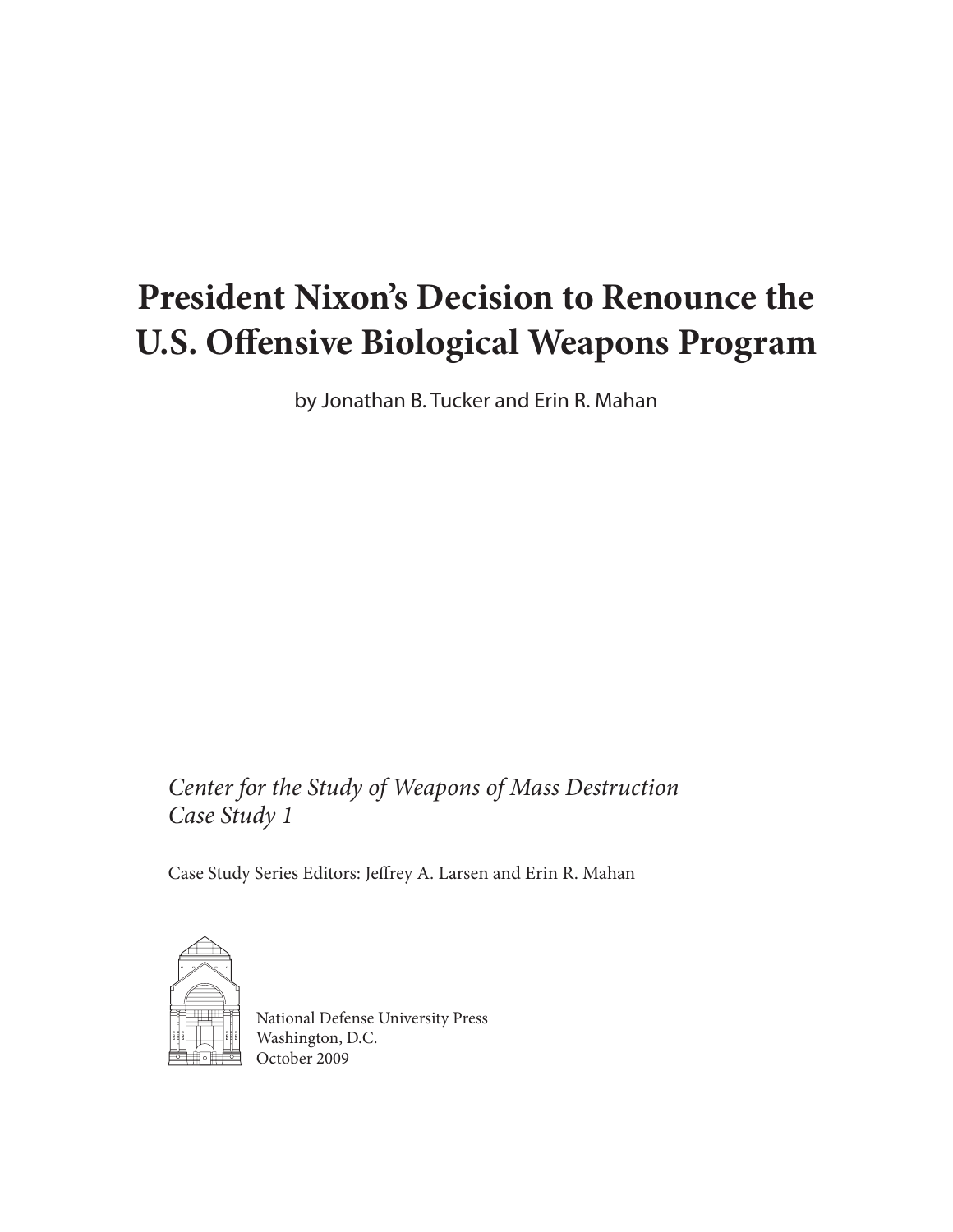# President Nixon's Decision to Renounce the U.S. Offensive Biological Weapons Program

by Jonathan B. Tucker and Erin R. Mahan

*Center for the Study of Weapons of Mass Destruction*
*Case Study 1*

Case Study Series Editors: Jeffrey A. Larsen and Erin R. Mahan

National Defense University Press
Washington, D.C.
October 2009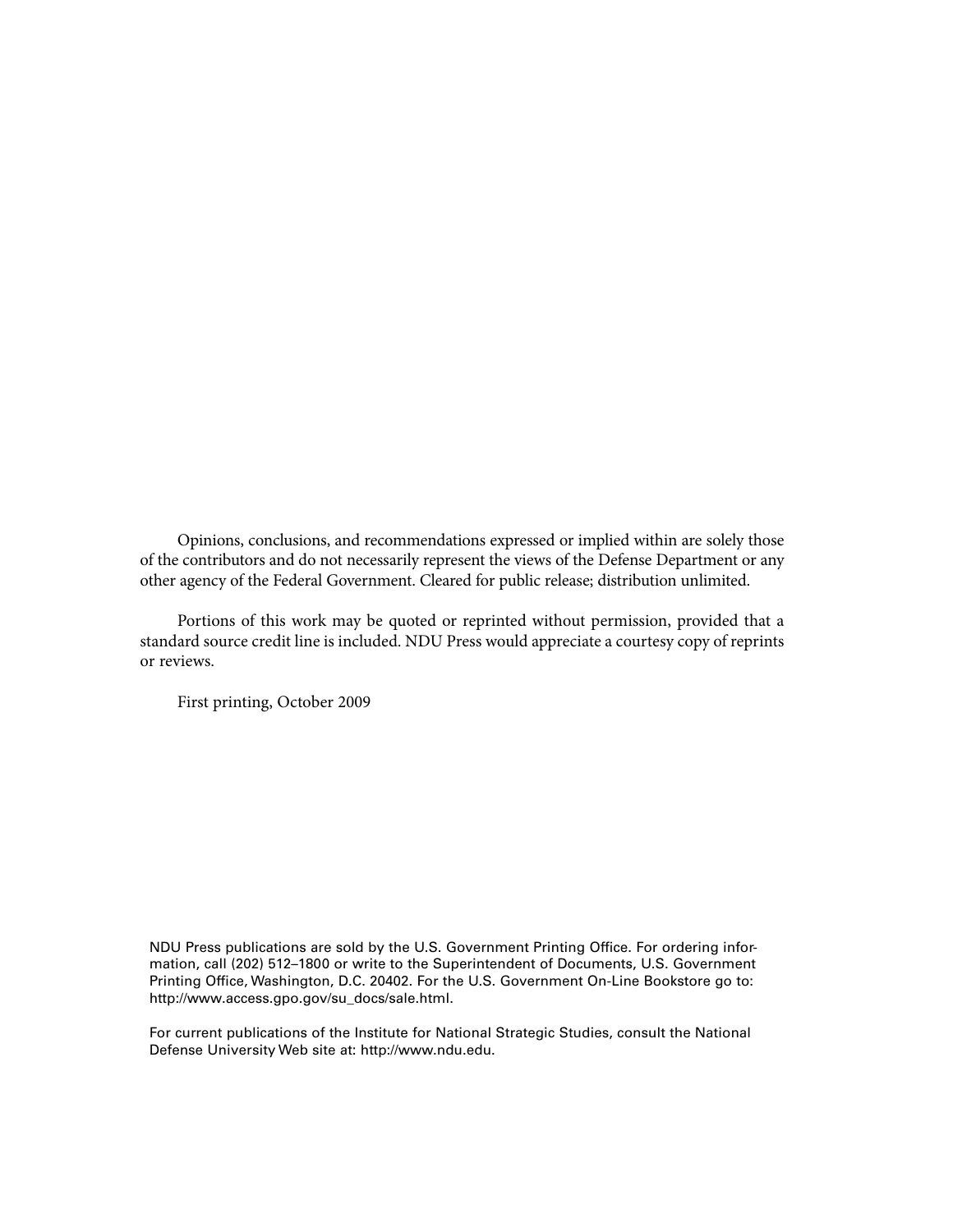Opinions, conclusions, and recommendations expressed or implied within are solely those of the contributors and do not necessarily represent the views of the Defense Department or any other agency of the Federal Government. Cleared for public release; distribution unlimited.

Portions of this work may be quoted or reprinted without permission, provided that a standard source credit line is included. NDU Press would appreciate a courtesy copy of reprints or reviews.

First printing, October 2009

NDU Press publications are sold by the U.S. Government Printing Office. For ordering information, call (202) 512–1800 or write to the Superintendent of Documents, U.S. Government Printing Office, Washington, D.C. 20402. For the U.S. Government On-Line Bookstore go to: http://www.access.gpo.gov/su_docs/sale.html.

For current publications of the Institute for National Strategic Studies, consult the National Defense University Web site at: http://www.ndu.edu.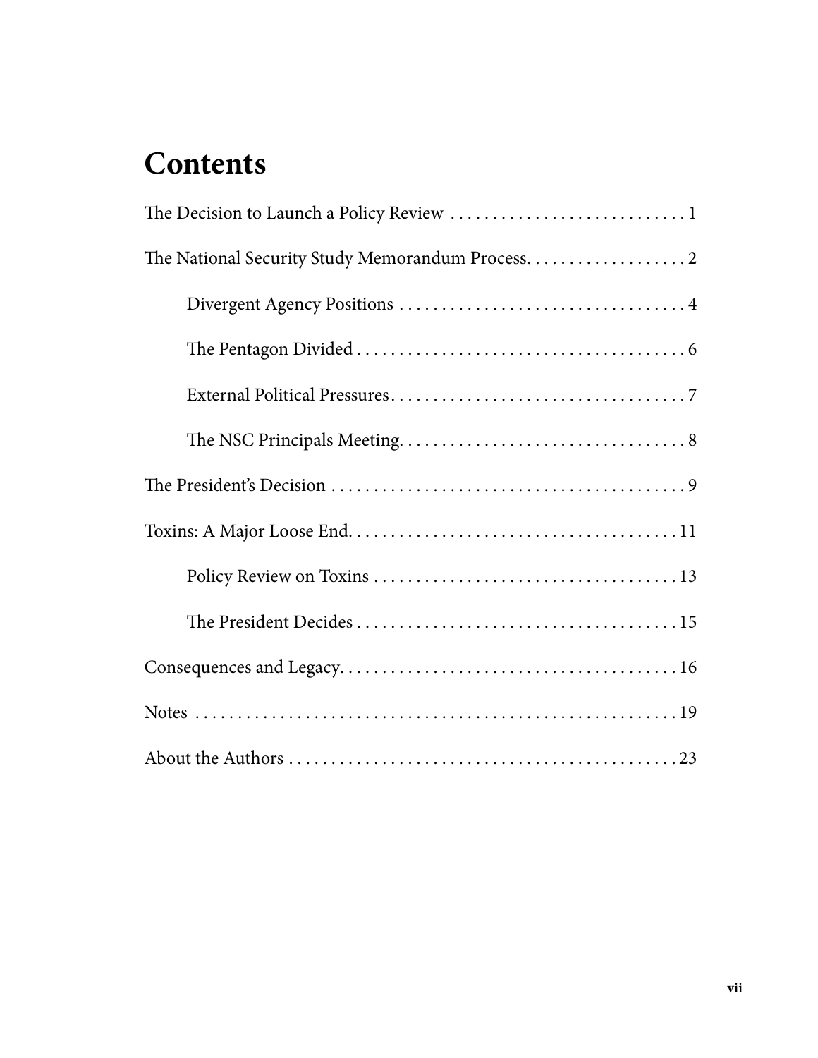# Contents

The Decision to Launch a Policy Review . . . . . . . . . . . . . . . . . . . . . . . . . . . . . 1

The National Security Study Memorandum Process. . . . . . . . . . . . . . . . . . . 2

- Divergent Agency Positions . . . . . . . . . . . . . . . . . . . . . . . . . . . . . . . . . . 4
- The Pentagon Divided . . . . . . . . . . . . . . . . . . . . . . . . . . . . . . . . . . . . . . 6
- External Political Pressures. . . . . . . . . . . . . . . . . . . . . . . . . . . . . . . . . . . 7
- The NSC Principals Meeting. . . . . . . . . . . . . . . . . . . . . . . . . . . . . . . . . . 8

The President's Decision . . . . . . . . . . . . . . . . . . . . . . . . . . . . . . . . . . . . . . . . . . 9

Toxins: A Major Loose End. . . . . . . . . . . . . . . . . . . . . . . . . . . . . . . . . . . . . . . 11

- Policy Review on Toxins . . . . . . . . . . . . . . . . . . . . . . . . . . . . . . . . . . . . 13
- The President Decides . . . . . . . . . . . . . . . . . . . . . . . . . . . . . . . . . . . . . . 15

Consequences and Legacy. . . . . . . . . . . . . . . . . . . . . . . . . . . . . . . . . . . . . . . . 16

Notes . . . . . . . . . . . . . . . . . . . . . . . . . . . . . . . . . . . . . . . . . . . . . . . . . . . . . . . . . 19

About the Authors . . . . . . . . . . . . . . . . . . . . . . . . . . . . . . . . . . . . . . . . . . . . . . 23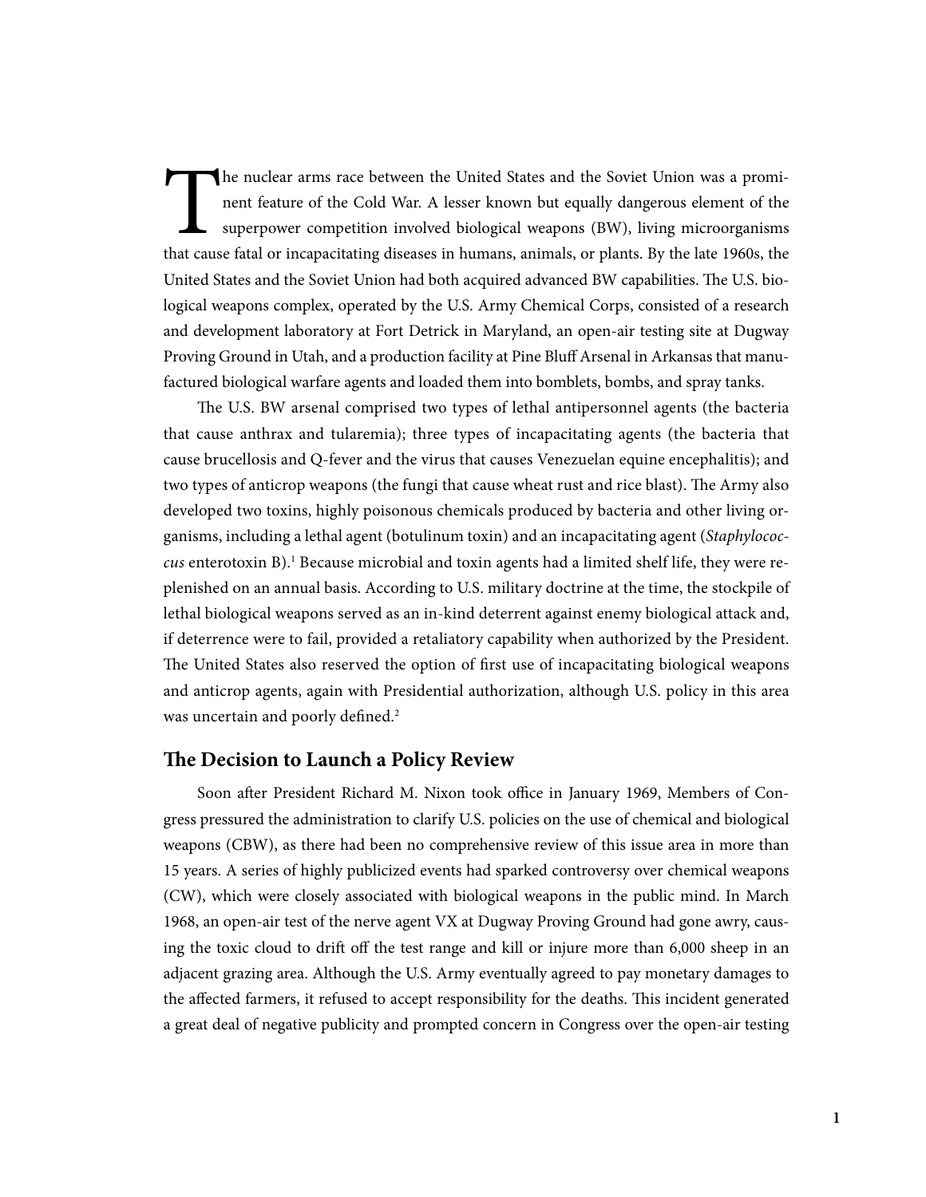The nuclear arms race between the United States and the Soviet Union was a prominent feature of the Cold War. A lesser known but equally dangerous element of the superpower competition involved biological weapons (BW), living microorganisms that cause fatal or incapacitating diseases in humans, animals, or plants. By the late 1960s, the United States and the Soviet Union had both acquired advanced BW capabilities. The U.S. biological weapons complex, operated by the U.S. Army Chemical Corps, consisted of a research and development laboratory at Fort Detrick in Maryland, an open-air testing site at Dugway Proving Ground in Utah, and a production facility at Pine Bluff Arsenal in Arkansas that manufactured biological warfare agents and loaded them into bomblets, bombs, and spray tanks.

The U.S. BW arsenal comprised two types of lethal antipersonnel agents (the bacteria that cause anthrax and tularemia); three types of incapacitating agents (the bacteria that cause brucellosis and Q-fever and the virus that causes Venezuelan equine encephalitis); and two types of anticrop weapons (the fungi that cause wheat rust and rice blast). The Army also developed two toxins, highly poisonous chemicals produced by bacteria and other living organisms, including a lethal agent (botulinum toxin) and an incapacitating agent (*Staphylococcus* enterotoxin B).[1] Because microbial and toxin agents had a limited shelf life, they were replenished on an annual basis. According to U.S. military doctrine at the time, the stockpile of lethal biological weapons served as an in-kind deterrent against enemy biological attack and, if deterrence were to fail, provided a retaliatory capability when authorized by the President. The United States also reserved the option of first use of incapacitating biological weapons and anticrop agents, again with Presidential authorization, although U.S. policy in this area was uncertain and poorly defined.[2]

## The Decision to Launch a Policy Review

Soon after President Richard M. Nixon took office in January 1969, Members of Congress pressured the administration to clarify U.S. policies on the use of chemical and biological weapons (CBW), as there had been no comprehensive review of this issue area in more than 15 years. A series of highly publicized events had sparked controversy over chemical weapons (CW), which were closely associated with biological weapons in the public mind. In March 1968, an open-air test of the nerve agent VX at Dugway Proving Ground had gone awry, causing the toxic cloud to drift off the test range and kill or injure more than 6,000 sheep in an adjacent grazing area. Although the U.S. Army eventually agreed to pay monetary damages to the affected farmers, it refused to accept responsibility for the deaths. This incident generated a great deal of negative publicity and prompted concern in Congress over the open-air testing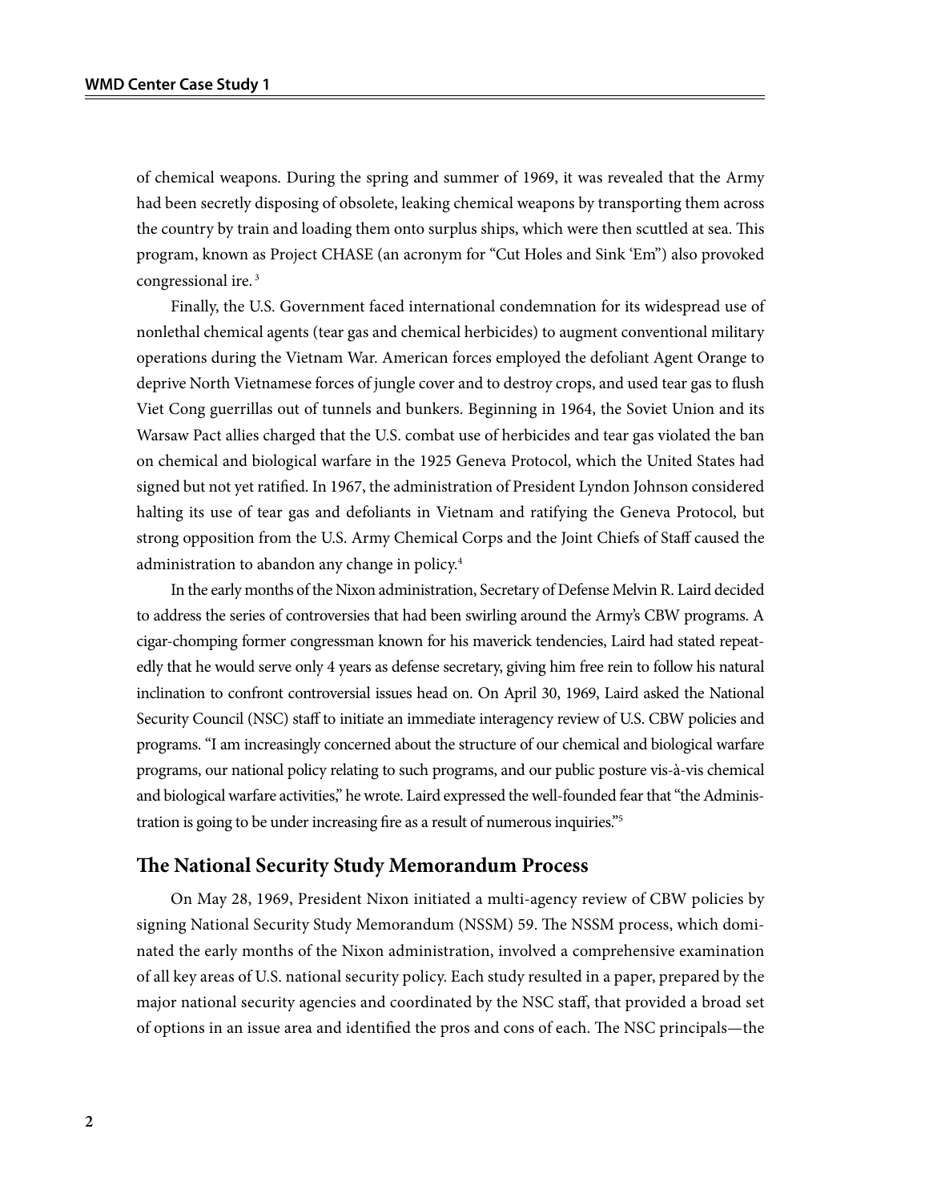of chemical weapons. During the spring and summer of 1969, it was revealed that the Army had been secretly disposing of obsolete, leaking chemical weapons by transporting them across the country by train and loading them onto surplus ships, which were then scuttled at sea. This program, known as Project CHASE (an acronym for "Cut Holes and Sink 'Em") also provoked congressional ire.[3]

Finally, the U.S. Government faced international condemnation for its widespread use of nonlethal chemical agents (tear gas and chemical herbicides) to augment conventional military operations during the Vietnam War. American forces employed the defoliant Agent Orange to deprive North Vietnamese forces of jungle cover and to destroy crops, and used tear gas to flush Viet Cong guerrillas out of tunnels and bunkers. Beginning in 1964, the Soviet Union and its Warsaw Pact allies charged that the U.S. combat use of herbicides and tear gas violated the ban on chemical and biological warfare in the 1925 Geneva Protocol, which the United States had signed but not yet ratified. In 1967, the administration of President Lyndon Johnson considered halting its use of tear gas and defoliants in Vietnam and ratifying the Geneva Protocol, but strong opposition from the U.S. Army Chemical Corps and the Joint Chiefs of Staff caused the administration to abandon any change in policy.[4]

In the early months of the Nixon administration, Secretary of Defense Melvin R. Laird decided to address the series of controversies that had been swirling around the Army's CBW programs. A cigar-chomping former congressman known for his maverick tendencies, Laird had stated repeatedly that he would serve only 4 years as defense secretary, giving him free rein to follow his natural inclination to confront controversial issues head on. On April 30, 1969, Laird asked the National Security Council (NSC) staff to initiate an immediate interagency review of U.S. CBW policies and programs. "I am increasingly concerned about the structure of our chemical and biological warfare programs, our national policy relating to such programs, and our public posture vis-à-vis chemical and biological warfare activities," he wrote. Laird expressed the well-founded fear that "the Administration is going to be under increasing fire as a result of numerous inquiries."[5]

## The National Security Study Memorandum Process

On May 28, 1969, President Nixon initiated a multi-agency review of CBW policies by signing National Security Study Memorandum (NSSM) 59. The NSSM process, which dominated the early months of the Nixon administration, involved a comprehensive examination of all key areas of U.S. national security policy. Each study resulted in a paper, prepared by the major national security agencies and coordinated by the NSC staff, that provided a broad set of options in an issue area and identified the pros and cons of each. The NSC principals—the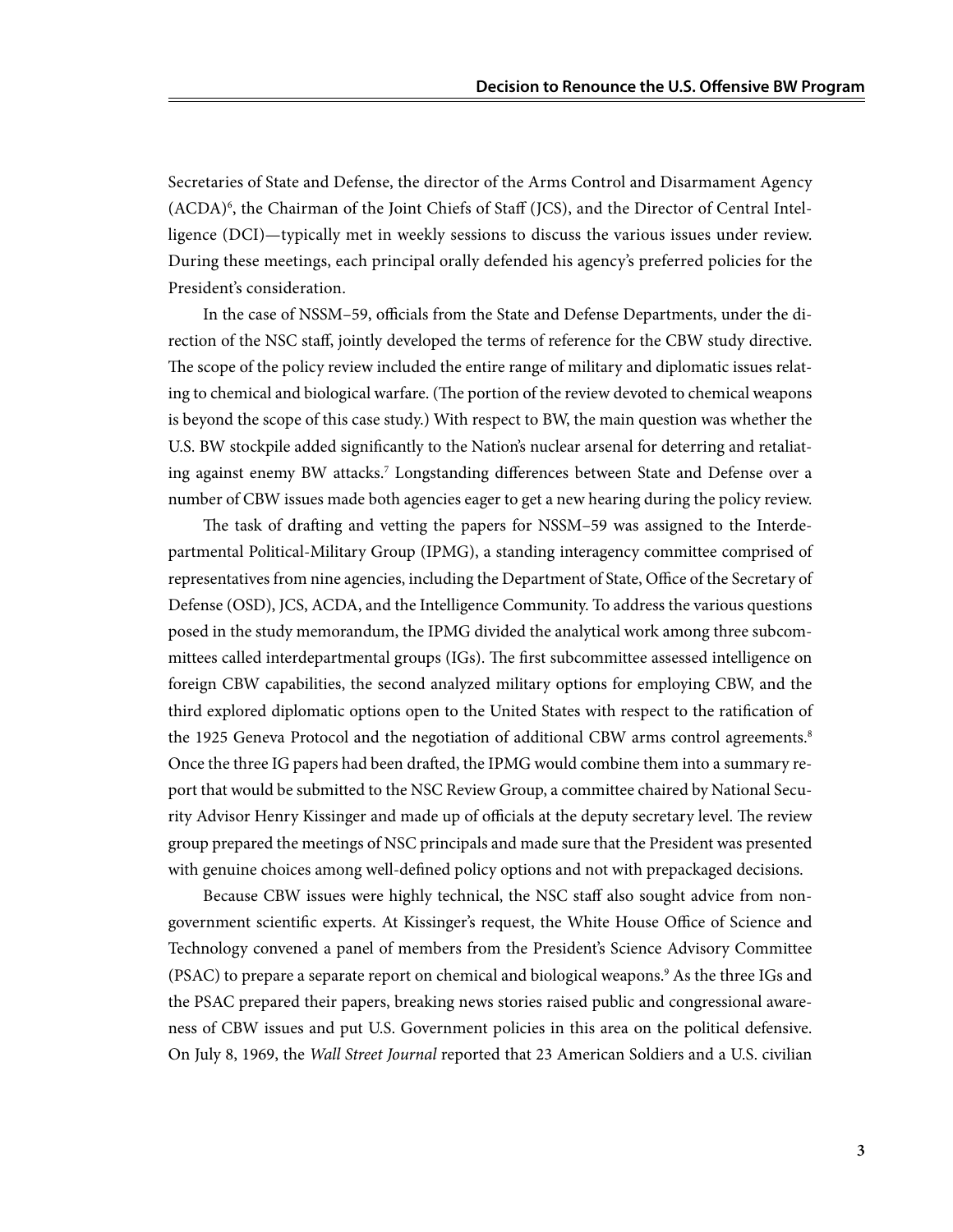Secretaries of State and Defense, the director of the Arms Control and Disarmament Agency (ACDA)[6], the Chairman of the Joint Chiefs of Staff (JCS), and the Director of Central Intelligence (DCI)—typically met in weekly sessions to discuss the various issues under review. During these meetings, each principal orally defended his agency's preferred policies for the President's consideration.

In the case of NSSM–59, officials from the State and Defense Departments, under the direction of the NSC staff, jointly developed the terms of reference for the CBW study directive. The scope of the policy review included the entire range of military and diplomatic issues relating to chemical and biological warfare. (The portion of the review devoted to chemical weapons is beyond the scope of this case study.) With respect to BW, the main question was whether the U.S. BW stockpile added significantly to the Nation's nuclear arsenal for deterring and retaliating against enemy BW attacks.[7] Longstanding differences between State and Defense over a number of CBW issues made both agencies eager to get a new hearing during the policy review.

The task of drafting and vetting the papers for NSSM–59 was assigned to the Interdepartmental Political-Military Group (IPMG), a standing interagency committee comprised of representatives from nine agencies, including the Department of State, Office of the Secretary of Defense (OSD), JCS, ACDA, and the Intelligence Community. To address the various questions posed in the study memorandum, the IPMG divided the analytical work among three subcommittees called interdepartmental groups (IGs). The first subcommittee assessed intelligence on foreign CBW capabilities, the second analyzed military options for employing CBW, and the third explored diplomatic options open to the United States with respect to the ratification of the 1925 Geneva Protocol and the negotiation of additional CBW arms control agreements.[8] Once the three IG papers had been drafted, the IPMG would combine them into a summary report that would be submitted to the NSC Review Group, a committee chaired by National Security Advisor Henry Kissinger and made up of officials at the deputy secretary level. The review group prepared the meetings of NSC principals and made sure that the President was presented with genuine choices among well-defined policy options and not with prepackaged decisions.

Because CBW issues were highly technical, the NSC staff also sought advice from non-government scientific experts. At Kissinger's request, the White House Office of Science and Technology convened a panel of members from the President's Science Advisory Committee (PSAC) to prepare a separate report on chemical and biological weapons.[9] As the three IGs and the PSAC prepared their papers, breaking news stories raised public and congressional awareness of CBW issues and put U.S. Government policies in this area on the political defensive. On July 8, 1969, the *Wall Street Journal* reported that 23 American Soldiers and a U.S. civilian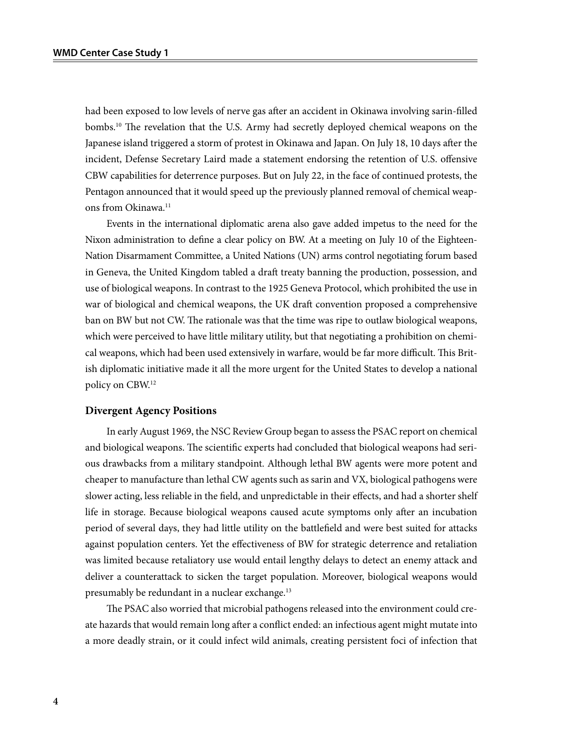had been exposed to low levels of nerve gas after an accident in Okinawa involving sarin-filled bombs.[10] The revelation that the U.S. Army had secretly deployed chemical weapons on the Japanese island triggered a storm of protest in Okinawa and Japan. On July 18, 10 days after the incident, Defense Secretary Laird made a statement endorsing the retention of U.S. offensive CBW capabilities for deterrence purposes. But on July 22, in the face of continued protests, the Pentagon announced that it would speed up the previously planned removal of chemical weapons from Okinawa.[11]

Events in the international diplomatic arena also gave added impetus to the need for the Nixon administration to define a clear policy on BW. At a meeting on July 10 of the Eighteen-Nation Disarmament Committee, a United Nations (UN) arms control negotiating forum based in Geneva, the United Kingdom tabled a draft treaty banning the production, possession, and use of biological weapons. In contrast to the 1925 Geneva Protocol, which prohibited the use in war of biological and chemical weapons, the UK draft convention proposed a comprehensive ban on BW but not CW. The rationale was that the time was ripe to outlaw biological weapons, which were perceived to have little military utility, but that negotiating a prohibition on chemical weapons, which had been used extensively in warfare, would be far more difficult. This British diplomatic initiative made it all the more urgent for the United States to develop a national policy on CBW.[12]

### Divergent Agency Positions

In early August 1969, the NSC Review Group began to assess the PSAC report on chemical and biological weapons. The scientific experts had concluded that biological weapons had serious drawbacks from a military standpoint. Although lethal BW agents were more potent and cheaper to manufacture than lethal CW agents such as sarin and VX, biological pathogens were slower acting, less reliable in the field, and unpredictable in their effects, and had a shorter shelf life in storage. Because biological weapons caused acute symptoms only after an incubation period of several days, they had little utility on the battlefield and were best suited for attacks against population centers. Yet the effectiveness of BW for strategic deterrence and retaliation was limited because retaliatory use would entail lengthy delays to detect an enemy attack and deliver a counterattack to sicken the target population. Moreover, biological weapons would presumably be redundant in a nuclear exchange.[13]

The PSAC also worried that microbial pathogens released into the environment could create hazards that would remain long after a conflict ended: an infectious agent might mutate into a more deadly strain, or it could infect wild animals, creating persistent foci of infection that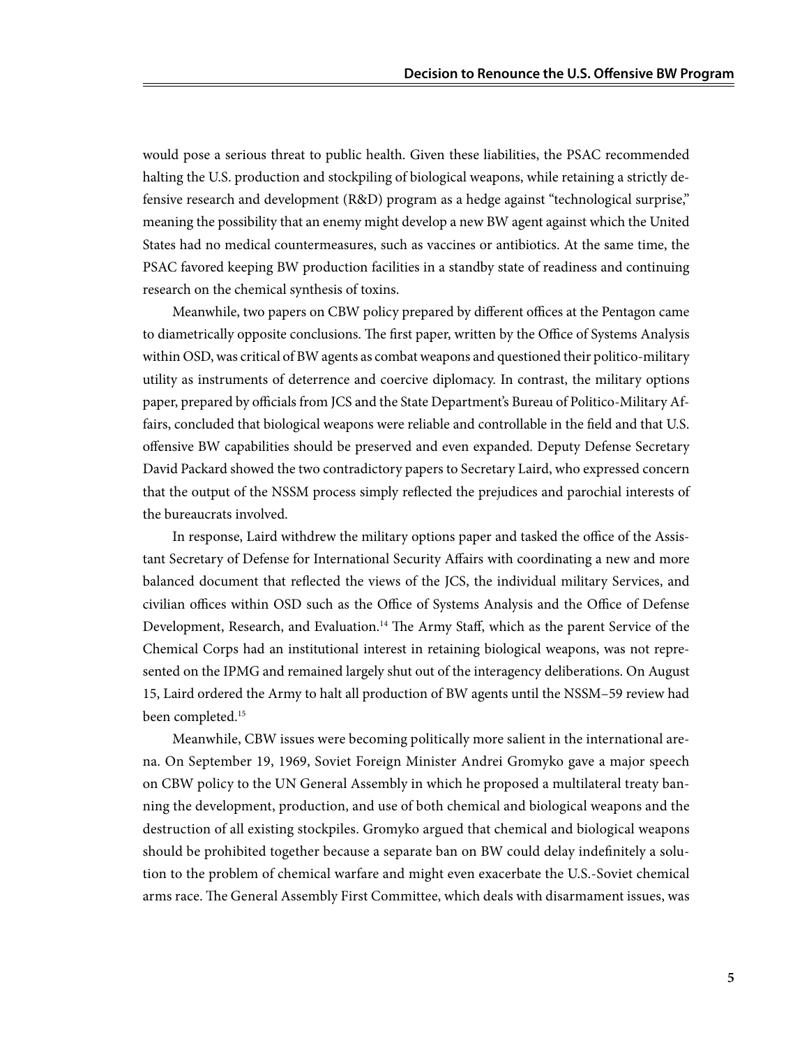would pose a serious threat to public health. Given these liabilities, the PSAC recommended halting the U.S. production and stockpiling of biological weapons, while retaining a strictly defensive research and development (R&D) program as a hedge against "technological surprise," meaning the possibility that an enemy might develop a new BW agent against which the United States had no medical countermeasures, such as vaccines or antibiotics. At the same time, the PSAC favored keeping BW production facilities in a standby state of readiness and continuing research on the chemical synthesis of toxins.

Meanwhile, two papers on CBW policy prepared by different offices at the Pentagon came to diametrically opposite conclusions. The first paper, written by the Office of Systems Analysis within OSD, was critical of BW agents as combat weapons and questioned their politico-military utility as instruments of deterrence and coercive diplomacy. In contrast, the military options paper, prepared by officials from JCS and the State Department's Bureau of Politico-Military Affairs, concluded that biological weapons were reliable and controllable in the field and that U.S. offensive BW capabilities should be preserved and even expanded. Deputy Defense Secretary David Packard showed the two contradictory papers to Secretary Laird, who expressed concern that the output of the NSSM process simply reflected the prejudices and parochial interests of the bureaucrats involved.

In response, Laird withdrew the military options paper and tasked the office of the Assistant Secretary of Defense for International Security Affairs with coordinating a new and more balanced document that reflected the views of the JCS, the individual military Services, and civilian offices within OSD such as the Office of Systems Analysis and the Office of Defense Development, Research, and Evaluation.[14] The Army Staff, which as the parent Service of the Chemical Corps had an institutional interest in retaining biological weapons, was not represented on the IPMG and remained largely shut out of the interagency deliberations. On August 15, Laird ordered the Army to halt all production of BW agents until the NSSM–59 review had been completed.[15]

Meanwhile, CBW issues were becoming politically more salient in the international arena. On September 19, 1969, Soviet Foreign Minister Andrei Gromyko gave a major speech on CBW policy to the UN General Assembly in which he proposed a multilateral treaty banning the development, production, and use of both chemical and biological weapons and the destruction of all existing stockpiles. Gromyko argued that chemical and biological weapons should be prohibited together because a separate ban on BW could delay indefinitely a solution to the problem of chemical warfare and might even exacerbate the U.S.-Soviet chemical arms race. The General Assembly First Committee, which deals with disarmament issues, was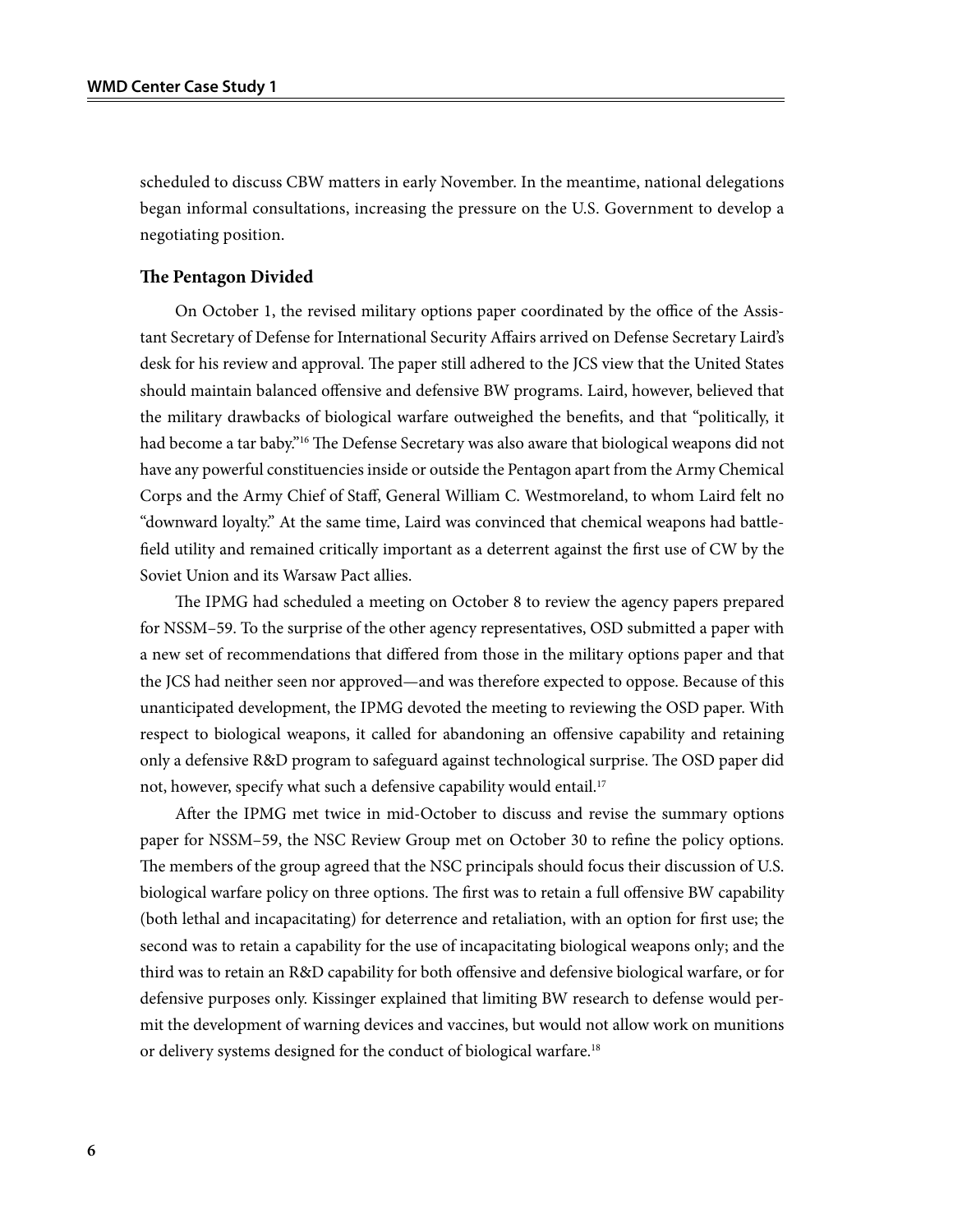scheduled to discuss CBW matters in early November. In the meantime, national delegations began informal consultations, increasing the pressure on the U.S. Government to develop a negotiating position.

### The Pentagon Divided

On October 1, the revised military options paper coordinated by the office of the Assistant Secretary of Defense for International Security Affairs arrived on Defense Secretary Laird's desk for his review and approval. The paper still adhered to the JCS view that the United States should maintain balanced offensive and defensive BW programs. Laird, however, believed that the military drawbacks of biological warfare outweighed the benefits, and that "politically, it had become a tar baby."[16] The Defense Secretary was also aware that biological weapons did not have any powerful constituencies inside or outside the Pentagon apart from the Army Chemical Corps and the Army Chief of Staff, General William C. Westmoreland, to whom Laird felt no "downward loyalty." At the same time, Laird was convinced that chemical weapons had battlefield utility and remained critically important as a deterrent against the first use of CW by the Soviet Union and its Warsaw Pact allies.

The IPMG had scheduled a meeting on October 8 to review the agency papers prepared for NSSM–59. To the surprise of the other agency representatives, OSD submitted a paper with a new set of recommendations that differed from those in the military options paper and that the JCS had neither seen nor approved—and was therefore expected to oppose. Because of this unanticipated development, the IPMG devoted the meeting to reviewing the OSD paper. With respect to biological weapons, it called for abandoning an offensive capability and retaining only a defensive R&D program to safeguard against technological surprise. The OSD paper did not, however, specify what such a defensive capability would entail.[17]

After the IPMG met twice in mid-October to discuss and revise the summary options paper for NSSM–59, the NSC Review Group met on October 30 to refine the policy options. The members of the group agreed that the NSC principals should focus their discussion of U.S. biological warfare policy on three options. The first was to retain a full offensive BW capability (both lethal and incapacitating) for deterrence and retaliation, with an option for first use; the second was to retain a capability for the use of incapacitating biological weapons only; and the third was to retain an R&D capability for both offensive and defensive biological warfare, or for defensive purposes only. Kissinger explained that limiting BW research to defense would permit the development of warning devices and vaccines, but would not allow work on munitions or delivery systems designed for the conduct of biological warfare.[18]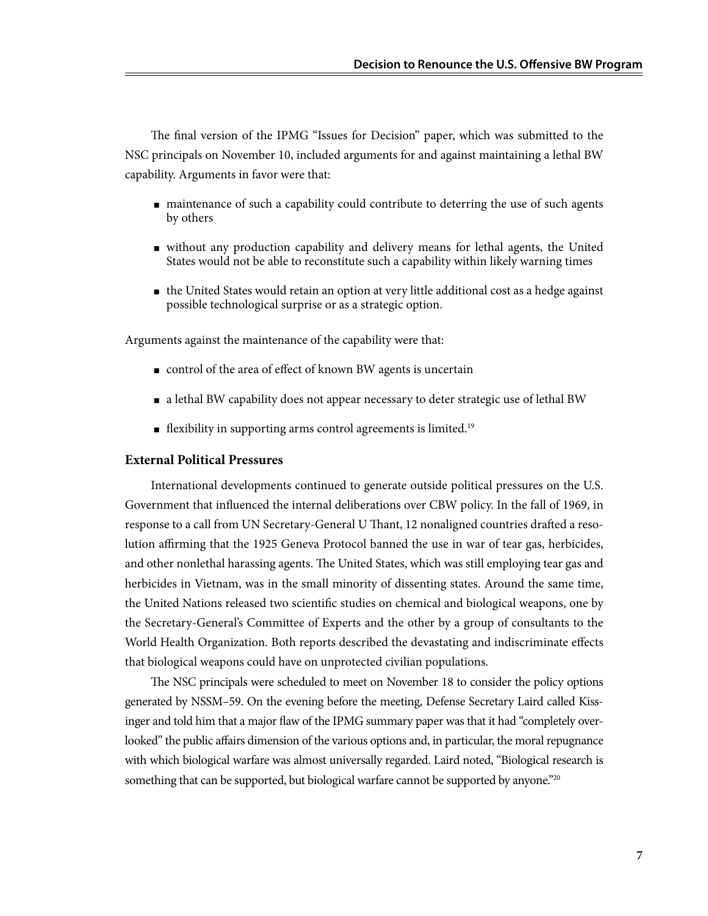The final version of the IPMG "Issues for Decision" paper, which was submitted to the NSC principals on November 10, included arguments for and against maintaining a lethal BW capability. Arguments in favor were that:

- maintenance of such a capability could contribute to deterring the use of such agents by others
- without any production capability and delivery means for lethal agents, the United States would not be able to reconstitute such a capability within likely warning times
- the United States would retain an option at very little additional cost as a hedge against possible technological surprise or as a strategic option.

Arguments against the maintenance of the capability were that:

- control of the area of effect of known BW agents is uncertain
- a lethal BW capability does not appear necessary to deter strategic use of lethal BW
- flexibility in supporting arms control agreements is limited.[19]

### External Political Pressures

International developments continued to generate outside political pressures on the U.S. Government that influenced the internal deliberations over CBW policy. In the fall of 1969, in response to a call from UN Secretary-General U Thant, 12 nonaligned countries drafted a resolution affirming that the 1925 Geneva Protocol banned the use in war of tear gas, herbicides, and other nonlethal harassing agents. The United States, which was still employing tear gas and herbicides in Vietnam, was in the small minority of dissenting states. Around the same time, the United Nations released two scientific studies on chemical and biological weapons, one by the Secretary-General's Committee of Experts and the other by a group of consultants to the World Health Organization. Both reports described the devastating and indiscriminate effects that biological weapons could have on unprotected civilian populations.

The NSC principals were scheduled to meet on November 18 to consider the policy options generated by NSSM–59. On the evening before the meeting, Defense Secretary Laird called Kissinger and told him that a major flaw of the IPMG summary paper was that it had "completely overlooked" the public affairs dimension of the various options and, in particular, the moral repugnance with which biological warfare was almost universally regarded. Laird noted, "Biological research is something that can be supported, but biological warfare cannot be supported by anyone."[20]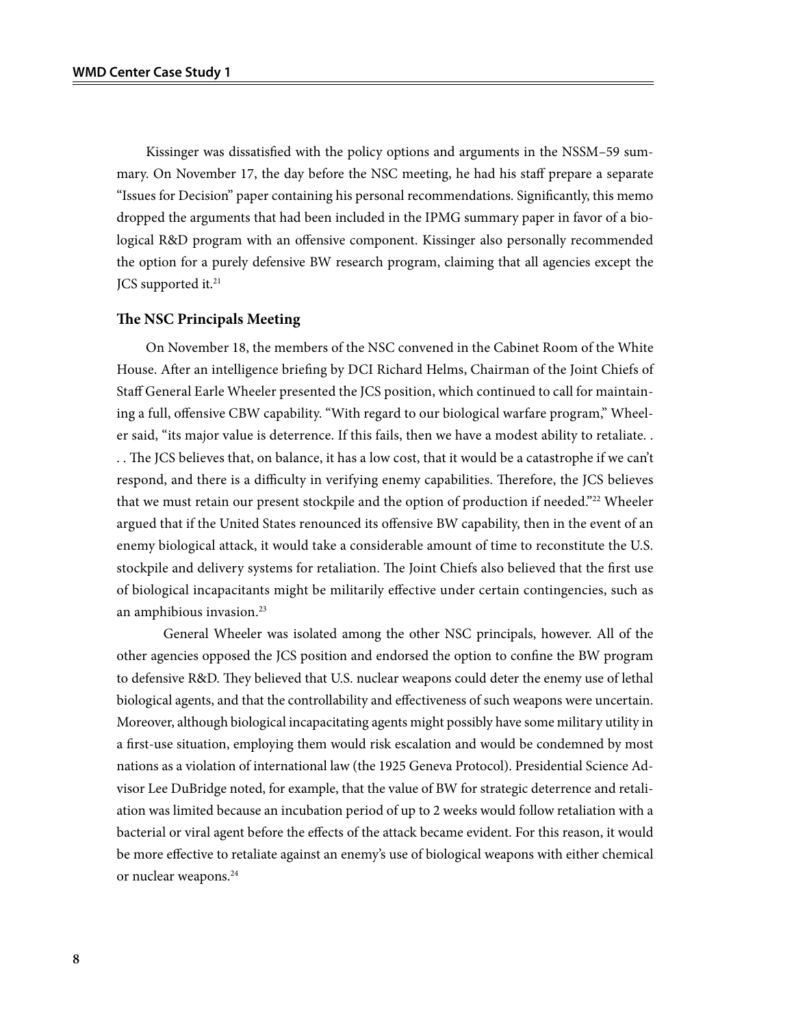Kissinger was dissatisfied with the policy options and arguments in the NSSM–59 summary. On November 17, the day before the NSC meeting, he had his staff prepare a separate "Issues for Decision" paper containing his personal recommendations. Significantly, this memo dropped the arguments that had been included in the IPMG summary paper in favor of a biological R&D program with an offensive component. Kissinger also personally recommended the option for a purely defensive BW research program, claiming that all agencies except the JCS supported it.[21]

### The NSC Principals Meeting

On November 18, the members of the NSC convened in the Cabinet Room of the White House. After an intelligence briefing by DCI Richard Helms, Chairman of the Joint Chiefs of Staff General Earle Wheeler presented the JCS position, which continued to call for maintaining a full, offensive CBW capability. "With regard to our biological warfare program," Wheeler said, "its major value is deterrence. If this fails, then we have a modest ability to retaliate. . . . The JCS believes that, on balance, it has a low cost, that it would be a catastrophe if we can't respond, and there is a difficulty in verifying enemy capabilities. Therefore, the JCS believes that we must retain our present stockpile and the option of production if needed."[22] Wheeler argued that if the United States renounced its offensive BW capability, then in the event of an enemy biological attack, it would take a considerable amount of time to reconstitute the U.S. stockpile and delivery systems for retaliation. The Joint Chiefs also believed that the first use of biological incapacitants might be militarily effective under certain contingencies, such as an amphibious invasion.[23]

General Wheeler was isolated among the other NSC principals, however. All of the other agencies opposed the JCS position and endorsed the option to confine the BW program to defensive R&D. They believed that U.S. nuclear weapons could deter the enemy use of lethal biological agents, and that the controllability and effectiveness of such weapons were uncertain. Moreover, although biological incapacitating agents might possibly have some military utility in a first-use situation, employing them would risk escalation and would be condemned by most nations as a violation of international law (the 1925 Geneva Protocol). Presidential Science Advisor Lee DuBridge noted, for example, that the value of BW for strategic deterrence and retaliation was limited because an incubation period of up to 2 weeks would follow retaliation with a bacterial or viral agent before the effects of the attack became evident. For this reason, it would be more effective to retaliate against an enemy's use of biological weapons with either chemical or nuclear weapons.[24]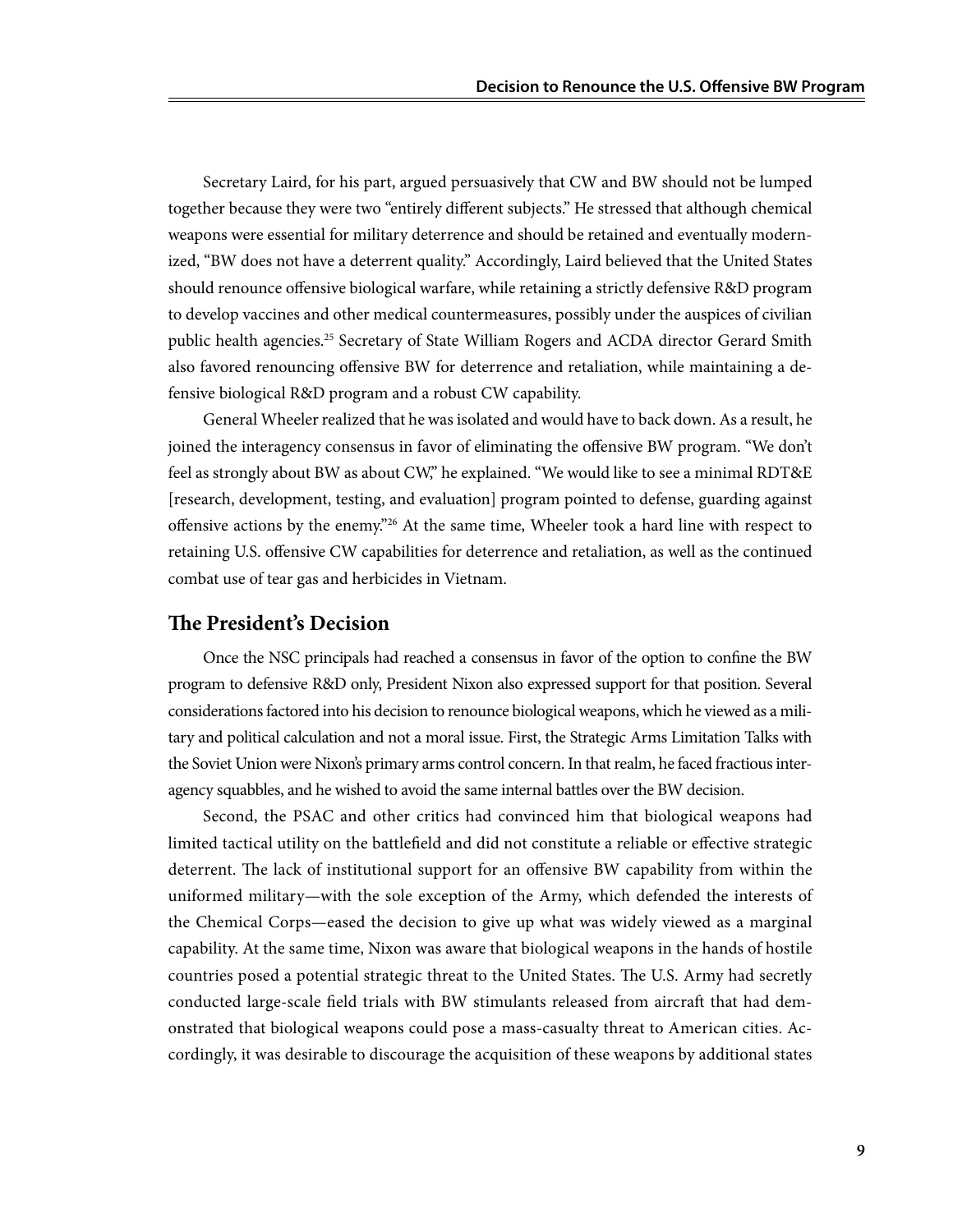Secretary Laird, for his part, argued persuasively that CW and BW should not be lumped together because they were two "entirely different subjects." He stressed that although chemical weapons were essential for military deterrence and should be retained and eventually modernized, "BW does not have a deterrent quality." Accordingly, Laird believed that the United States should renounce offensive biological warfare, while retaining a strictly defensive R&D program to develop vaccines and other medical countermeasures, possibly under the auspices of civilian public health agencies.[25] Secretary of State William Rogers and ACDA director Gerard Smith also favored renouncing offensive BW for deterrence and retaliation, while maintaining a defensive biological R&D program and a robust CW capability.

General Wheeler realized that he was isolated and would have to back down. As a result, he joined the interagency consensus in favor of eliminating the offensive BW program. "We don't feel as strongly about BW as about CW," he explained. "We would like to see a minimal RDT&E [research, development, testing, and evaluation] program pointed to defense, guarding against offensive actions by the enemy."[26] At the same time, Wheeler took a hard line with respect to retaining U.S. offensive CW capabilities for deterrence and retaliation, as well as the continued combat use of tear gas and herbicides in Vietnam.

## The President's Decision

Once the NSC principals had reached a consensus in favor of the option to confine the BW program to defensive R&D only, President Nixon also expressed support for that position. Several considerations factored into his decision to renounce biological weapons, which he viewed as a military and political calculation and not a moral issue. First, the Strategic Arms Limitation Talks with the Soviet Union were Nixon's primary arms control concern. In that realm, he faced fractious interagency squabbles, and he wished to avoid the same internal battles over the BW decision.

Second, the PSAC and other critics had convinced him that biological weapons had limited tactical utility on the battlefield and did not constitute a reliable or effective strategic deterrent. The lack of institutional support for an offensive BW capability from within the uniformed military—with the sole exception of the Army, which defended the interests of the Chemical Corps—eased the decision to give up what was widely viewed as a marginal capability. At the same time, Nixon was aware that biological weapons in the hands of hostile countries posed a potential strategic threat to the United States. The U.S. Army had secretly conducted large-scale field trials with BW stimulants released from aircraft that had demonstrated that biological weapons could pose a mass-casualty threat to American cities. Accordingly, it was desirable to discourage the acquisition of these weapons by additional states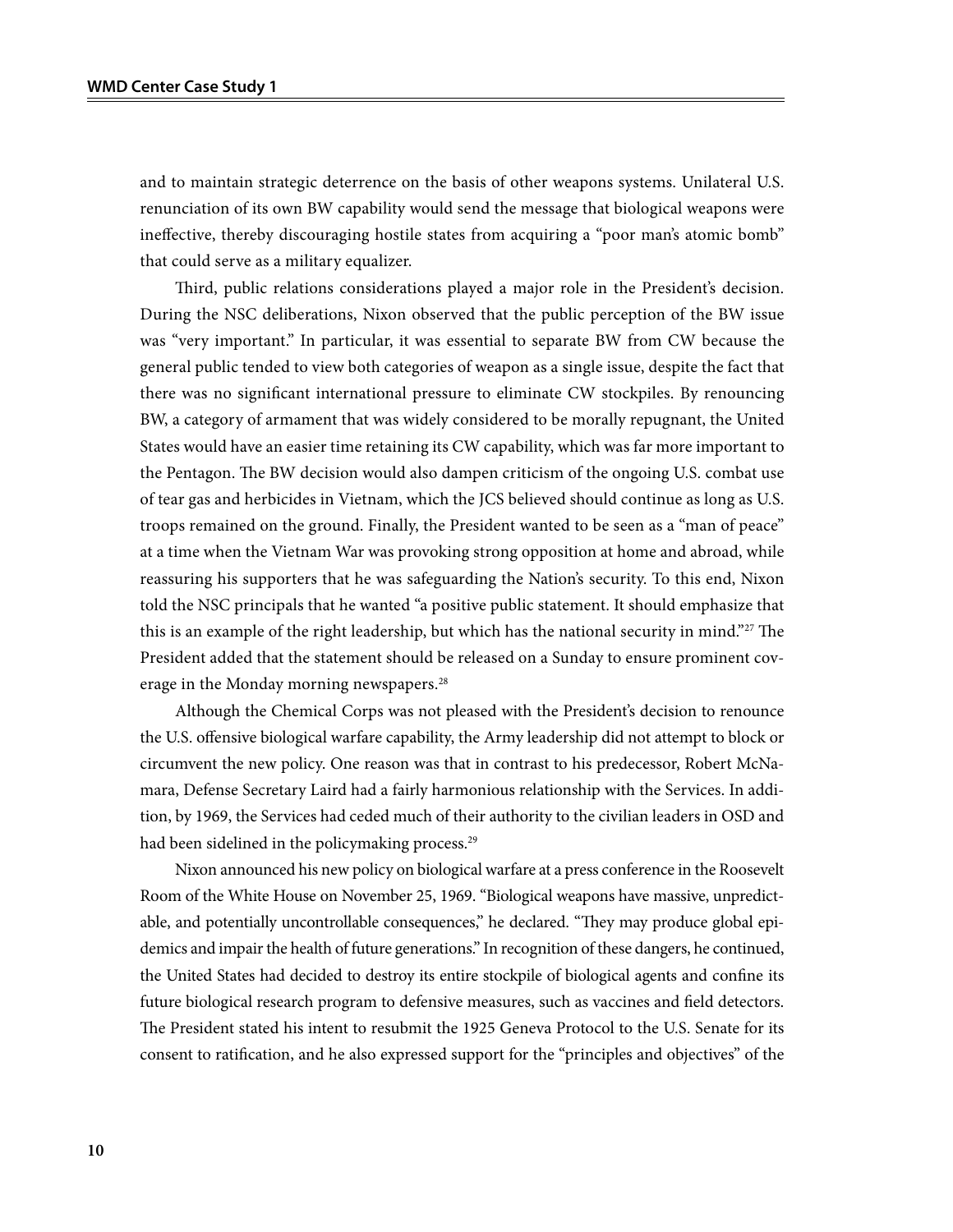and to maintain strategic deterrence on the basis of other weapons systems. Unilateral U.S. renunciation of its own BW capability would send the message that biological weapons were ineffective, thereby discouraging hostile states from acquiring a "poor man's atomic bomb" that could serve as a military equalizer.

Third, public relations considerations played a major role in the President's decision. During the NSC deliberations, Nixon observed that the public perception of the BW issue was "very important." In particular, it was essential to separate BW from CW because the general public tended to view both categories of weapon as a single issue, despite the fact that there was no significant international pressure to eliminate CW stockpiles. By renouncing BW, a category of armament that was widely considered to be morally repugnant, the United States would have an easier time retaining its CW capability, which was far more important to the Pentagon. The BW decision would also dampen criticism of the ongoing U.S. combat use of tear gas and herbicides in Vietnam, which the JCS believed should continue as long as U.S. troops remained on the ground. Finally, the President wanted to be seen as a "man of peace" at a time when the Vietnam War was provoking strong opposition at home and abroad, while reassuring his supporters that he was safeguarding the Nation's security. To this end, Nixon told the NSC principals that he wanted "a positive public statement. It should emphasize that this is an example of the right leadership, but which has the national security in mind."[27] The President added that the statement should be released on a Sunday to ensure prominent coverage in the Monday morning newspapers.[28]

Although the Chemical Corps was not pleased with the President's decision to renounce the U.S. offensive biological warfare capability, the Army leadership did not attempt to block or circumvent the new policy. One reason was that in contrast to his predecessor, Robert McNamara, Defense Secretary Laird had a fairly harmonious relationship with the Services. In addition, by 1969, the Services had ceded much of their authority to the civilian leaders in OSD and had been sidelined in the policymaking process.[29]

Nixon announced his new policy on biological warfare at a press conference in the Roosevelt Room of the White House on November 25, 1969. "Biological weapons have massive, unpredictable, and potentially uncontrollable consequences," he declared. "They may produce global epidemics and impair the health of future generations." In recognition of these dangers, he continued, the United States had decided to destroy its entire stockpile of biological agents and confine its future biological research program to defensive measures, such as vaccines and field detectors. The President stated his intent to resubmit the 1925 Geneva Protocol to the U.S. Senate for its consent to ratification, and he also expressed support for the "principles and objectives" of the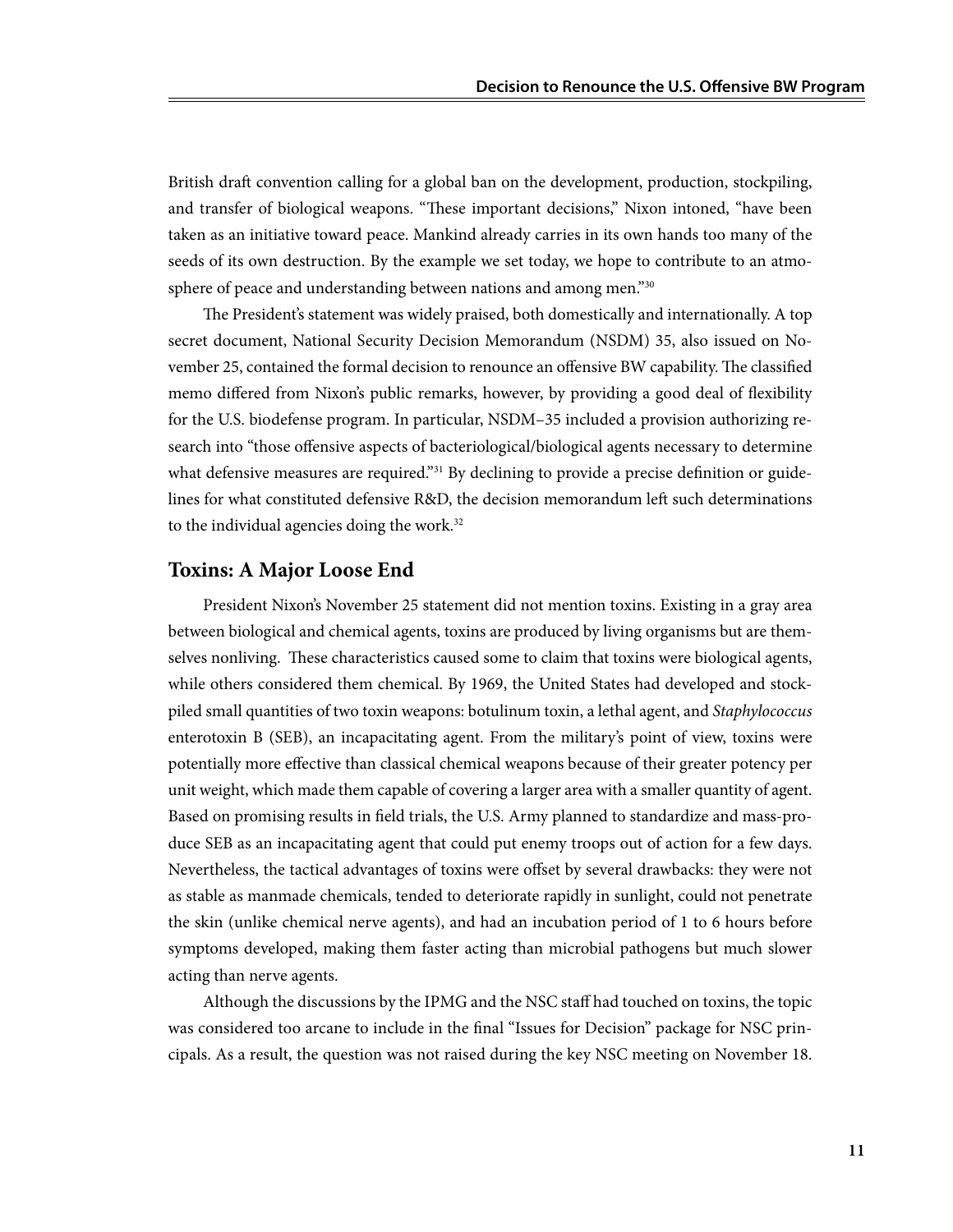British draft convention calling for a global ban on the development, production, stockpiling, and transfer of biological weapons. "These important decisions," Nixon intoned, "have been taken as an initiative toward peace. Mankind already carries in its own hands too many of the seeds of its own destruction. By the example we set today, we hope to contribute to an atmosphere of peace and understanding between nations and among men."[30]

The President's statement was widely praised, both domestically and internationally. A top secret document, National Security Decision Memorandum (NSDM) 35, also issued on November 25, contained the formal decision to renounce an offensive BW capability. The classified memo differed from Nixon's public remarks, however, by providing a good deal of flexibility for the U.S. biodefense program. In particular, NSDM–35 included a provision authorizing research into "those offensive aspects of bacteriological/biological agents necessary to determine what defensive measures are required."[31] By declining to provide a precise definition or guidelines for what constituted defensive R&D, the decision memorandum left such determinations to the individual agencies doing the work.[32]

## Toxins: A Major Loose End

President Nixon's November 25 statement did not mention toxins. Existing in a gray area between biological and chemical agents, toxins are produced by living organisms but are themselves nonliving. These characteristics caused some to claim that toxins were biological agents, while others considered them chemical. By 1969, the United States had developed and stockpiled small quantities of two toxin weapons: botulinum toxin, a lethal agent, and *Staphylococcus* enterotoxin B (SEB), an incapacitating agent. From the military's point of view, toxins were potentially more effective than classical chemical weapons because of their greater potency per unit weight, which made them capable of covering a larger area with a smaller quantity of agent. Based on promising results in field trials, the U.S. Army planned to standardize and mass-produce SEB as an incapacitating agent that could put enemy troops out of action for a few days. Nevertheless, the tactical advantages of toxins were offset by several drawbacks: they were not as stable as manmade chemicals, tended to deteriorate rapidly in sunlight, could not penetrate the skin (unlike chemical nerve agents), and had an incubation period of 1 to 6 hours before symptoms developed, making them faster acting than microbial pathogens but much slower acting than nerve agents.

Although the discussions by the IPMG and the NSC staff had touched on toxins, the topic was considered too arcane to include in the final "Issues for Decision" package for NSC principals. As a result, the question was not raised during the key NSC meeting on November 18.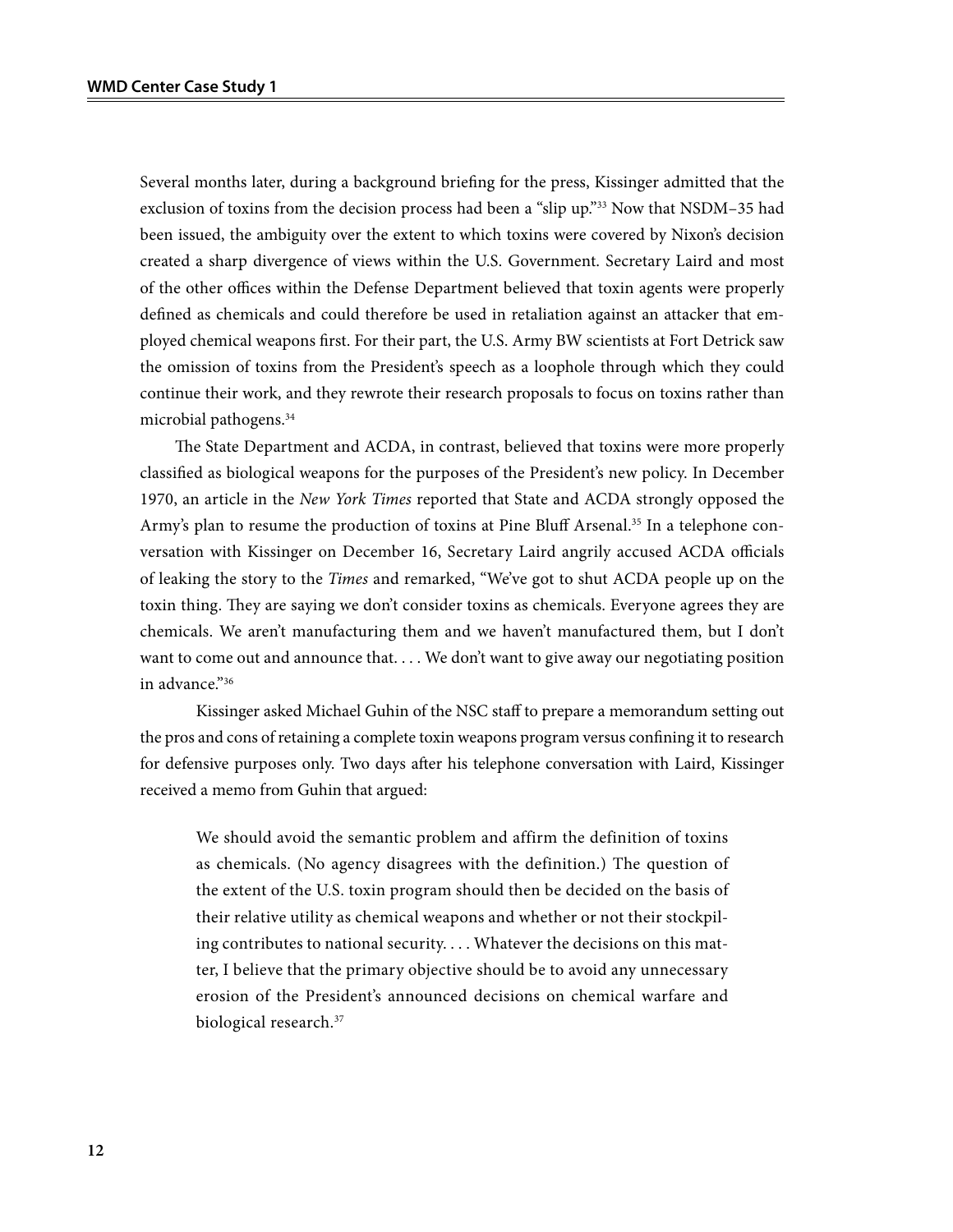Several months later, during a background briefing for the press, Kissinger admitted that the exclusion of toxins from the decision process had been a "slip up."[33] Now that NSDM–35 had been issued, the ambiguity over the extent to which toxins were covered by Nixon's decision created a sharp divergence of views within the U.S. Government. Secretary Laird and most of the other offices within the Defense Department believed that toxin agents were properly defined as chemicals and could therefore be used in retaliation against an attacker that employed chemical weapons first. For their part, the U.S. Army BW scientists at Fort Detrick saw the omission of toxins from the President's speech as a loophole through which they could continue their work, and they rewrote their research proposals to focus on toxins rather than microbial pathogens.[34]

The State Department and ACDA, in contrast, believed that toxins were more properly classified as biological weapons for the purposes of the President's new policy. In December 1970, an article in the *New York Times* reported that State and ACDA strongly opposed the Army's plan to resume the production of toxins at Pine Bluff Arsenal.[35] In a telephone conversation with Kissinger on December 16, Secretary Laird angrily accused ACDA officials of leaking the story to the *Times* and remarked, "We've got to shut ACDA people up on the toxin thing. They are saying we don't consider toxins as chemicals. Everyone agrees they are chemicals. We aren't manufacturing them and we haven't manufactured them, but I don't want to come out and announce that. . . . We don't want to give away our negotiating position in advance."[36]

Kissinger asked Michael Guhin of the NSC staff to prepare a memorandum setting out the pros and cons of retaining a complete toxin weapons program versus confining it to research for defensive purposes only. Two days after his telephone conversation with Laird, Kissinger received a memo from Guhin that argued:

> We should avoid the semantic problem and affirm the definition of toxins as chemicals. (No agency disagrees with the definition.) The question of the extent of the U.S. toxin program should then be decided on the basis of their relative utility as chemical weapons and whether or not their stockpiling contributes to national security. . . . Whatever the decisions on this matter, I believe that the primary objective should be to avoid any unnecessary erosion of the President's announced decisions on chemical warfare and biological research.[37]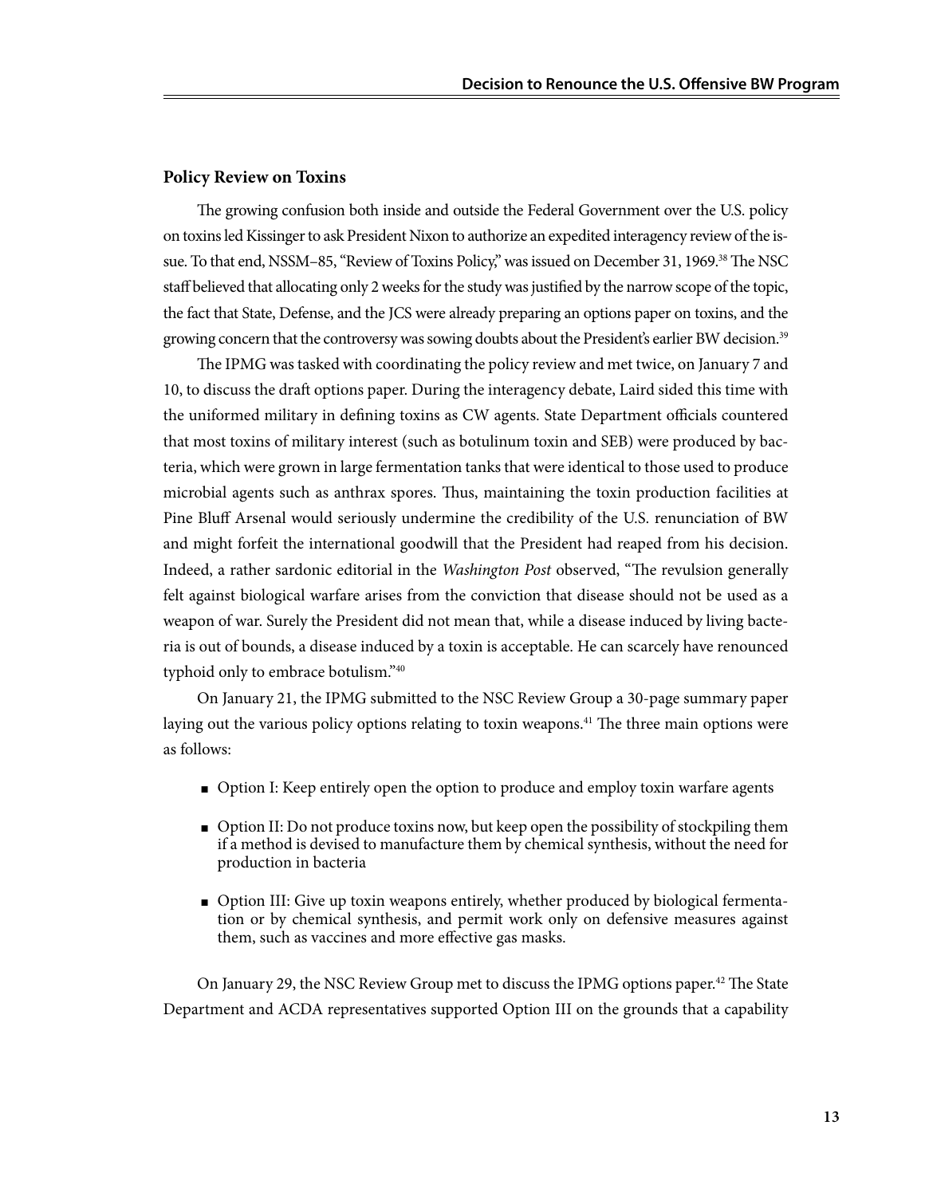### Policy Review on Toxins

The growing confusion both inside and outside the Federal Government over the U.S. policy on toxins led Kissinger to ask President Nixon to authorize an expedited interagency review of the issue. To that end, NSSM–85, "Review of Toxins Policy," was issued on December 31, 1969.[38] The NSC staff believed that allocating only 2 weeks for the study was justified by the narrow scope of the topic, the fact that State, Defense, and the JCS were already preparing an options paper on toxins, and the growing concern that the controversy was sowing doubts about the President's earlier BW decision.[39]

The IPMG was tasked with coordinating the policy review and met twice, on January 7 and 10, to discuss the draft options paper. During the interagency debate, Laird sided this time with the uniformed military in defining toxins as CW agents. State Department officials countered that most toxins of military interest (such as botulinum toxin and SEB) were produced by bacteria, which were grown in large fermentation tanks that were identical to those used to produce microbial agents such as anthrax spores. Thus, maintaining the toxin production facilities at Pine Bluff Arsenal would seriously undermine the credibility of the U.S. renunciation of BW and might forfeit the international goodwill that the President had reaped from his decision. Indeed, a rather sardonic editorial in the *Washington Post* observed, "The revulsion generally felt against biological warfare arises from the conviction that disease should not be used as a weapon of war. Surely the President did not mean that, while a disease induced by living bacteria is out of bounds, a disease induced by a toxin is acceptable. He can scarcely have renounced typhoid only to embrace botulism."[40]

On January 21, the IPMG submitted to the NSC Review Group a 30-page summary paper laying out the various policy options relating to toxin weapons.[41] The three main options were as follows:

- Option I: Keep entirely open the option to produce and employ toxin warfare agents
- Option II: Do not produce toxins now, but keep open the possibility of stockpiling them if a method is devised to manufacture them by chemical synthesis, without the need for production in bacteria
- Option III: Give up toxin weapons entirely, whether produced by biological fermentation or by chemical synthesis, and permit work only on defensive measures against them, such as vaccines and more effective gas masks.

On January 29, the NSC Review Group met to discuss the IPMG options paper.[42] The State Department and ACDA representatives supported Option III on the grounds that a capability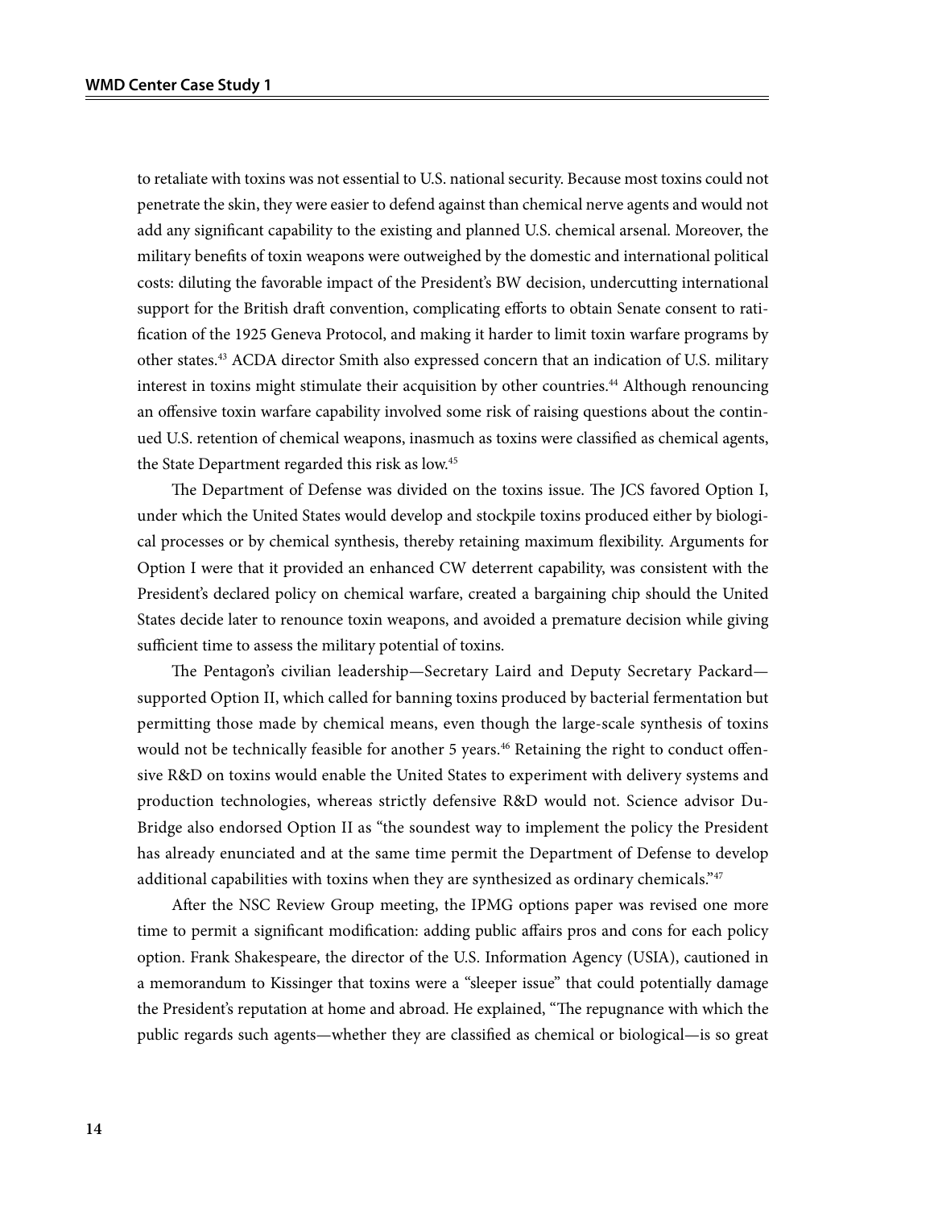to retaliate with toxins was not essential to U.S. national security. Because most toxins could not penetrate the skin, they were easier to defend against than chemical nerve agents and would not add any significant capability to the existing and planned U.S. chemical arsenal. Moreover, the military benefits of toxin weapons were outweighed by the domestic and international political costs: diluting the favorable impact of the President's BW decision, undercutting international support for the British draft convention, complicating efforts to obtain Senate consent to ratification of the 1925 Geneva Protocol, and making it harder to limit toxin warfare programs by other states.[43] ACDA director Smith also expressed concern that an indication of U.S. military interest in toxins might stimulate their acquisition by other countries.[44] Although renouncing an offensive toxin warfare capability involved some risk of raising questions about the continued U.S. retention of chemical weapons, inasmuch as toxins were classified as chemical agents, the State Department regarded this risk as low.[45]

The Department of Defense was divided on the toxins issue. The JCS favored Option I, under which the United States would develop and stockpile toxins produced either by biological processes or by chemical synthesis, thereby retaining maximum flexibility. Arguments for Option I were that it provided an enhanced CW deterrent capability, was consistent with the President's declared policy on chemical warfare, created a bargaining chip should the United States decide later to renounce toxin weapons, and avoided a premature decision while giving sufficient time to assess the military potential of toxins.

The Pentagon's civilian leadership—Secretary Laird and Deputy Secretary Packard—supported Option II, which called for banning toxins produced by bacterial fermentation but permitting those made by chemical means, even though the large-scale synthesis of toxins would not be technically feasible for another 5 years.[46] Retaining the right to conduct offensive R&D on toxins would enable the United States to experiment with delivery systems and production technologies, whereas strictly defensive R&D would not. Science advisor DuBridge also endorsed Option II as "the soundest way to implement the policy the President has already enunciated and at the same time permit the Department of Defense to develop additional capabilities with toxins when they are synthesized as ordinary chemicals."[47]

After the NSC Review Group meeting, the IPMG options paper was revised one more time to permit a significant modification: adding public affairs pros and cons for each policy option. Frank Shakespeare, the director of the U.S. Information Agency (USIA), cautioned in a memorandum to Kissinger that toxins were a "sleeper issue" that could potentially damage the President's reputation at home and abroad. He explained, "The repugnance with which the public regards such agents—whether they are classified as chemical or biological—is so great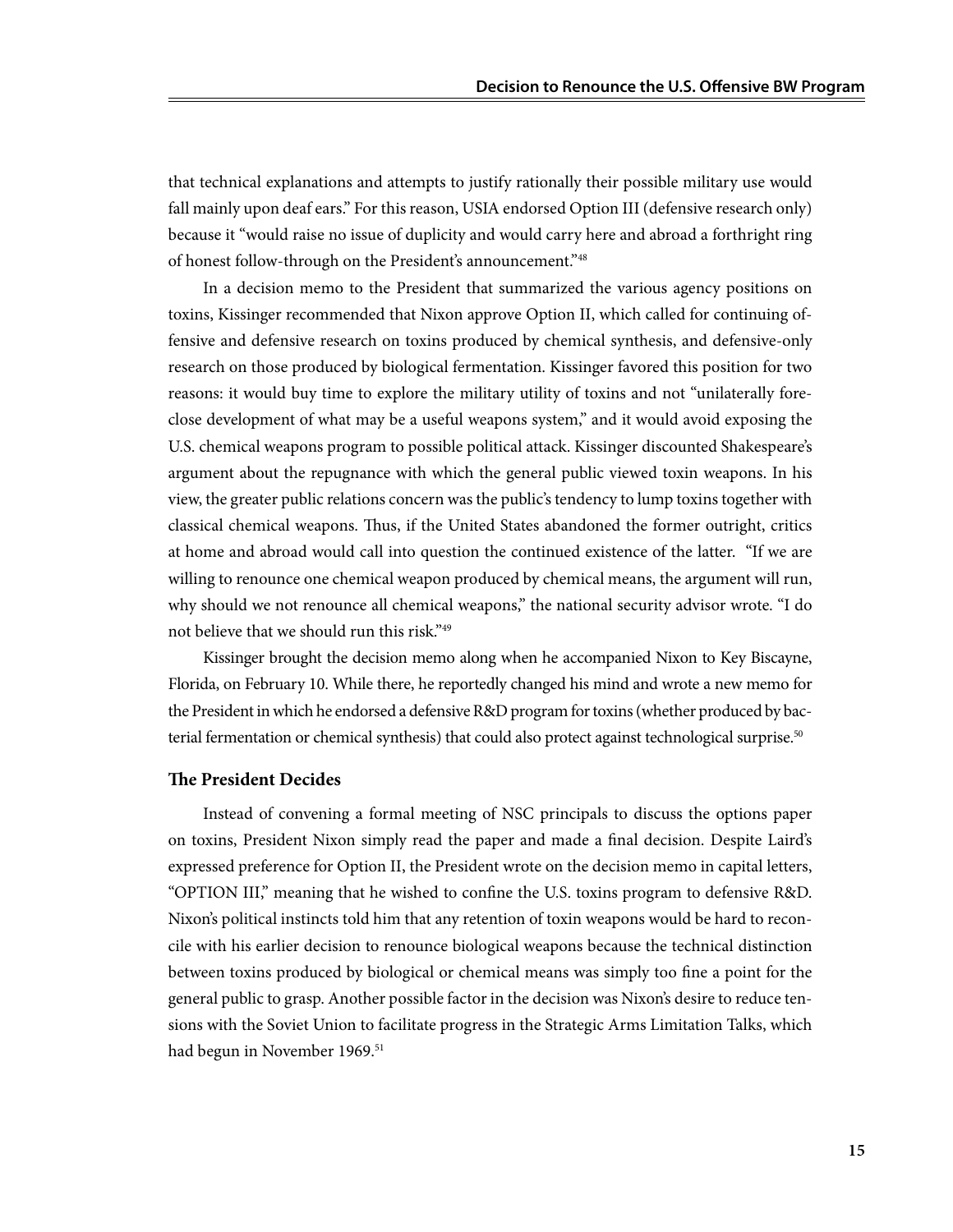that technical explanations and attempts to justify rationally their possible military use would fall mainly upon deaf ears." For this reason, USIA endorsed Option III (defensive research only) because it "would raise no issue of duplicity and would carry here and abroad a forthright ring of honest follow-through on the President's announcement."[48]

In a decision memo to the President that summarized the various agency positions on toxins, Kissinger recommended that Nixon approve Option II, which called for continuing offensive and defensive research on toxins produced by chemical synthesis, and defensive-only research on those produced by biological fermentation. Kissinger favored this position for two reasons: it would buy time to explore the military utility of toxins and not "unilaterally foreclose development of what may be a useful weapons system," and it would avoid exposing the U.S. chemical weapons program to possible political attack. Kissinger discounted Shakespeare's argument about the repugnance with which the general public viewed toxin weapons. In his view, the greater public relations concern was the public's tendency to lump toxins together with classical chemical weapons. Thus, if the United States abandoned the former outright, critics at home and abroad would call into question the continued existence of the latter. "If we are willing to renounce one chemical weapon produced by chemical means, the argument will run, why should we not renounce all chemical weapons," the national security advisor wrote. "I do not believe that we should run this risk."[49]

Kissinger brought the decision memo along when he accompanied Nixon to Key Biscayne, Florida, on February 10. While there, he reportedly changed his mind and wrote a new memo for the President in which he endorsed a defensive R&D program for toxins (whether produced by bacterial fermentation or chemical synthesis) that could also protect against technological surprise.[50]

### The President Decides

Instead of convening a formal meeting of NSC principals to discuss the options paper on toxins, President Nixon simply read the paper and made a final decision. Despite Laird's expressed preference for Option II, the President wrote on the decision memo in capital letters, "OPTION III," meaning that he wished to confine the U.S. toxins program to defensive R&D. Nixon's political instincts told him that any retention of toxin weapons would be hard to reconcile with his earlier decision to renounce biological weapons because the technical distinction between toxins produced by biological or chemical means was simply too fine a point for the general public to grasp. Another possible factor in the decision was Nixon's desire to reduce tensions with the Soviet Union to facilitate progress in the Strategic Arms Limitation Talks, which had begun in November 1969.[51]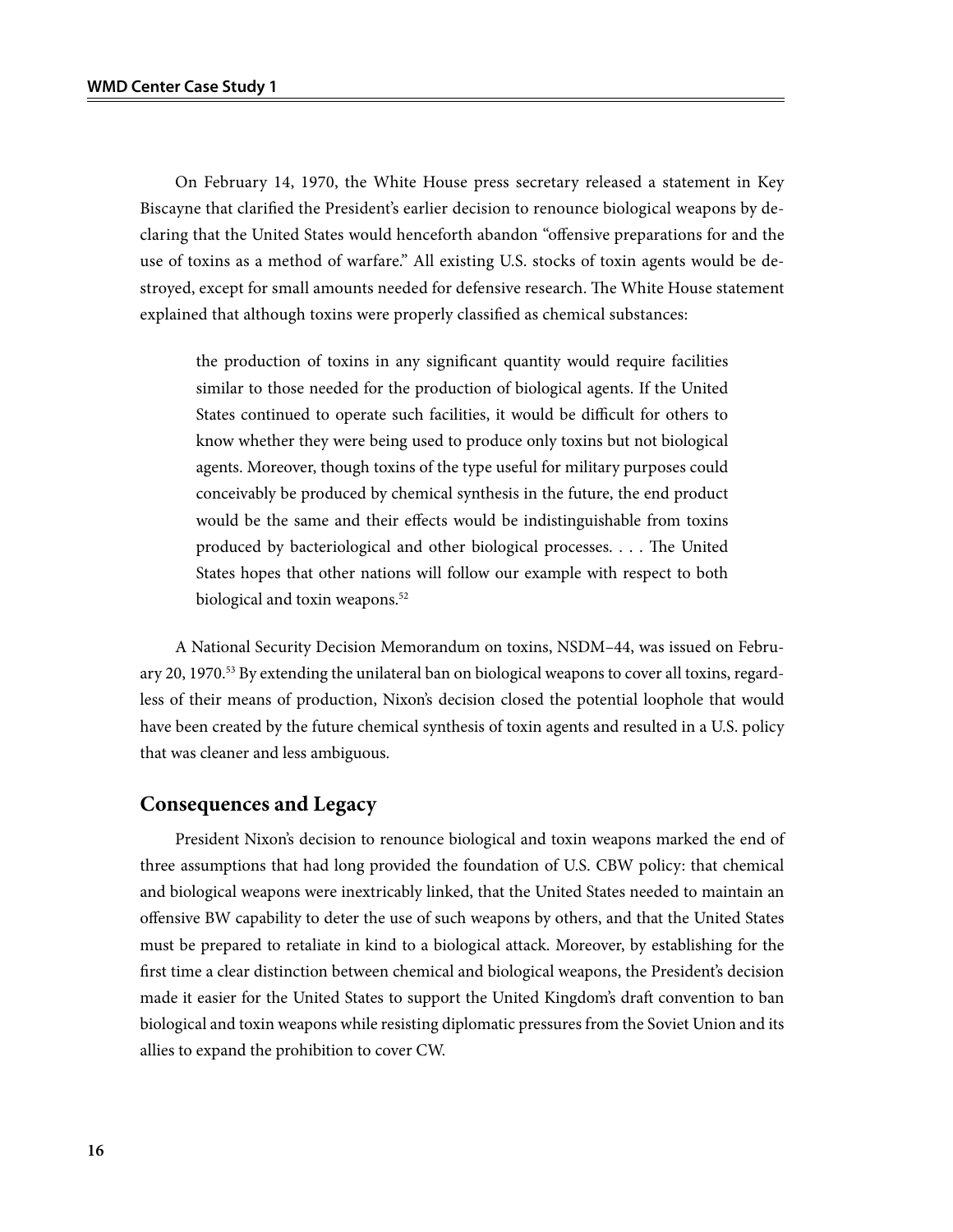On February 14, 1970, the White House press secretary released a statement in Key Biscayne that clarified the President's earlier decision to renounce biological weapons by declaring that the United States would henceforth abandon "offensive preparations for and the use of toxins as a method of warfare." All existing U.S. stocks of toxin agents would be destroyed, except for small amounts needed for defensive research. The White House statement explained that although toxins were properly classified as chemical substances:

> the production of toxins in any significant quantity would require facilities similar to those needed for the production of biological agents. If the United States continued to operate such facilities, it would be difficult for others to know whether they were being used to produce only toxins but not biological agents. Moreover, though toxins of the type useful for military purposes could conceivably be produced by chemical synthesis in the future, the end product would be the same and their effects would be indistinguishable from toxins produced by bacteriological and other biological processes. . . . The United States hopes that other nations will follow our example with respect to both biological and toxin weapons.[52]

A National Security Decision Memorandum on toxins, NSDM–44, was issued on February 20, 1970.[53] By extending the unilateral ban on biological weapons to cover all toxins, regardless of their means of production, Nixon's decision closed the potential loophole that would have been created by the future chemical synthesis of toxin agents and resulted in a U.S. policy that was cleaner and less ambiguous.

## Consequences and Legacy

President Nixon's decision to renounce biological and toxin weapons marked the end of three assumptions that had long provided the foundation of U.S. CBW policy: that chemical and biological weapons were inextricably linked, that the United States needed to maintain an offensive BW capability to deter the use of such weapons by others, and that the United States must be prepared to retaliate in kind to a biological attack. Moreover, by establishing for the first time a clear distinction between chemical and biological weapons, the President's decision made it easier for the United States to support the United Kingdom's draft convention to ban biological and toxin weapons while resisting diplomatic pressures from the Soviet Union and its allies to expand the prohibition to cover CW.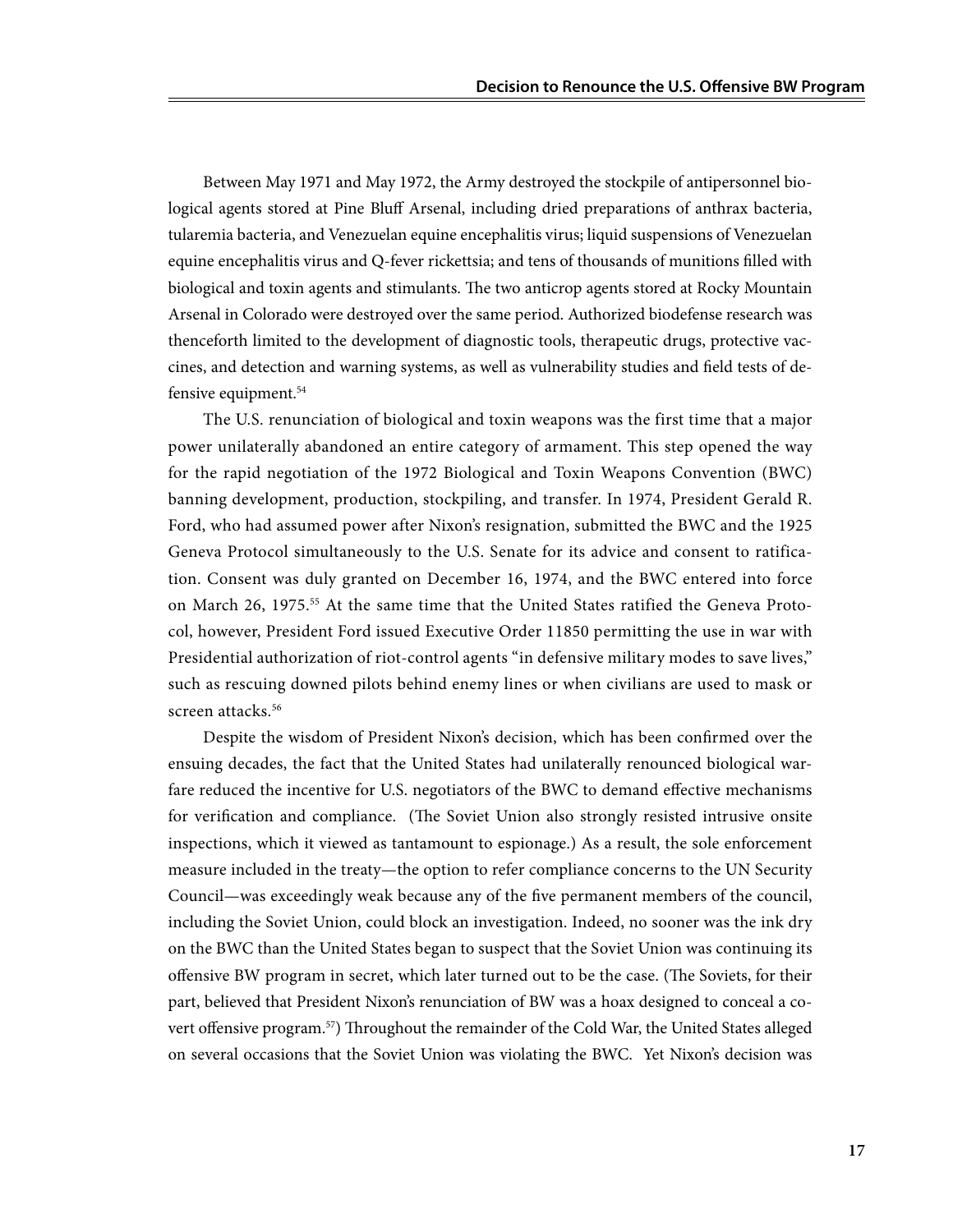Between May 1971 and May 1972, the Army destroyed the stockpile of antipersonnel biological agents stored at Pine Bluff Arsenal, including dried preparations of anthrax bacteria, tularemia bacteria, and Venezuelan equine encephalitis virus; liquid suspensions of Venezuelan equine encephalitis virus and Q-fever rickettsia; and tens of thousands of munitions filled with biological and toxin agents and stimulants. The two anticrop agents stored at Rocky Mountain Arsenal in Colorado were destroyed over the same period. Authorized biodefense research was thenceforth limited to the development of diagnostic tools, therapeutic drugs, protective vaccines, and detection and warning systems, as well as vulnerability studies and field tests of defensive equipment.[54]

The U.S. renunciation of biological and toxin weapons was the first time that a major power unilaterally abandoned an entire category of armament. This step opened the way for the rapid negotiation of the 1972 Biological and Toxin Weapons Convention (BWC) banning development, production, stockpiling, and transfer. In 1974, President Gerald R. Ford, who had assumed power after Nixon's resignation, submitted the BWC and the 1925 Geneva Protocol simultaneously to the U.S. Senate for its advice and consent to ratification. Consent was duly granted on December 16, 1974, and the BWC entered into force on March 26, 1975.[55] At the same time that the United States ratified the Geneva Protocol, however, President Ford issued Executive Order 11850 permitting the use in war with Presidential authorization of riot-control agents "in defensive military modes to save lives," such as rescuing downed pilots behind enemy lines or when civilians are used to mask or screen attacks.[56]

Despite the wisdom of President Nixon's decision, which has been confirmed over the ensuing decades, the fact that the United States had unilaterally renounced biological warfare reduced the incentive for U.S. negotiators of the BWC to demand effective mechanisms for verification and compliance. (The Soviet Union also strongly resisted intrusive onsite inspections, which it viewed as tantamount to espionage.) As a result, the sole enforcement measure included in the treaty—the option to refer compliance concerns to the UN Security Council—was exceedingly weak because any of the five permanent members of the council, including the Soviet Union, could block an investigation. Indeed, no sooner was the ink dry on the BWC than the United States began to suspect that the Soviet Union was continuing its offensive BW program in secret, which later turned out to be the case. (The Soviets, for their part, believed that President Nixon's renunciation of BW was a hoax designed to conceal a covert offensive program.[57]) Throughout the remainder of the Cold War, the United States alleged on several occasions that the Soviet Union was violating the BWC. Yet Nixon's decision was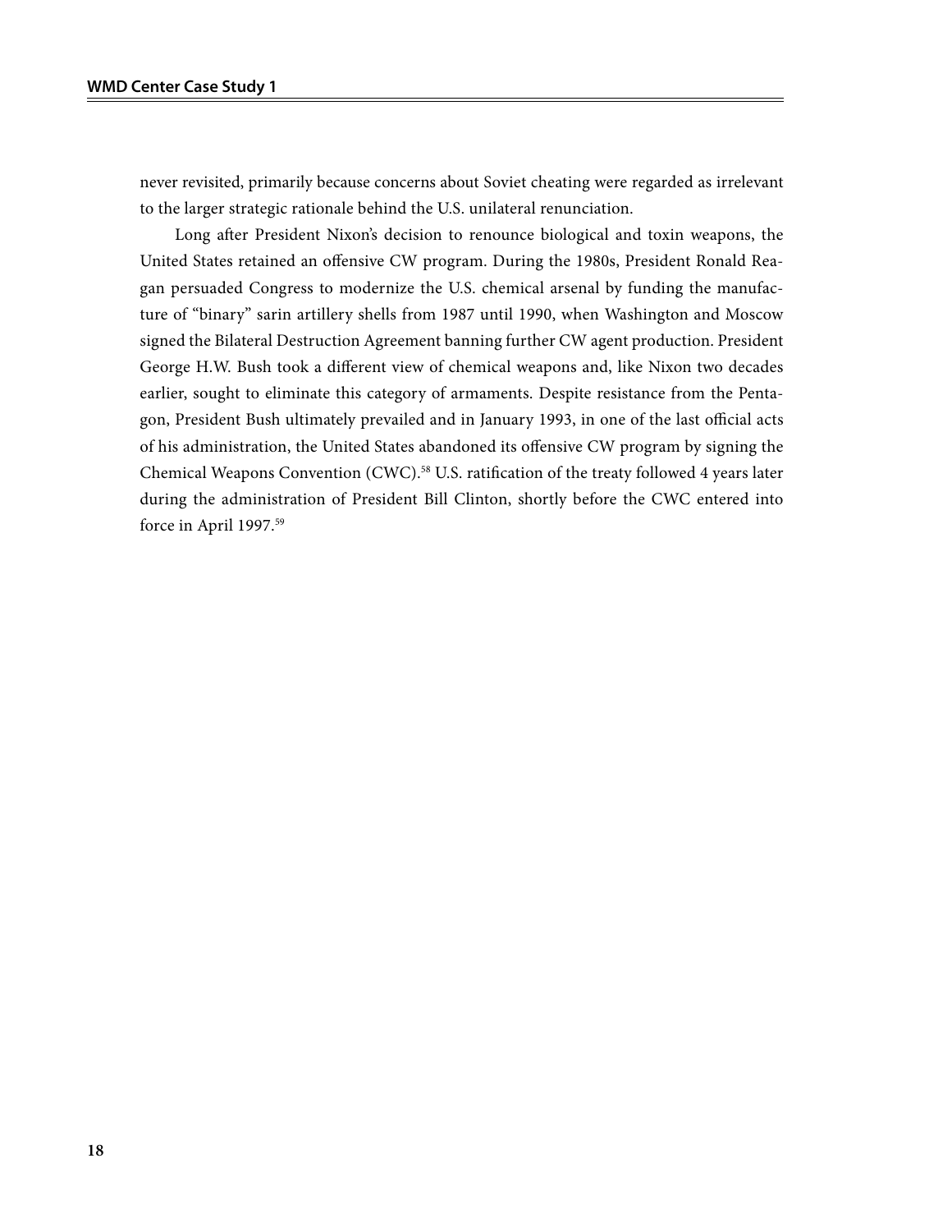never revisited, primarily because concerns about Soviet cheating were regarded as irrelevant to the larger strategic rationale behind the U.S. unilateral renunciation.

Long after President Nixon's decision to renounce biological and toxin weapons, the United States retained an offensive CW program. During the 1980s, President Ronald Reagan persuaded Congress to modernize the U.S. chemical arsenal by funding the manufacture of "binary" sarin artillery shells from 1987 until 1990, when Washington and Moscow signed the Bilateral Destruction Agreement banning further CW agent production. President George H.W. Bush took a different view of chemical weapons and, like Nixon two decades earlier, sought to eliminate this category of armaments. Despite resistance from the Pentagon, President Bush ultimately prevailed and in January 1993, in one of the last official acts of his administration, the United States abandoned its offensive CW program by signing the Chemical Weapons Convention (CWC).[58] U.S. ratification of the treaty followed 4 years later during the administration of President Bill Clinton, shortly before the CWC entered into force in April 1997.[59]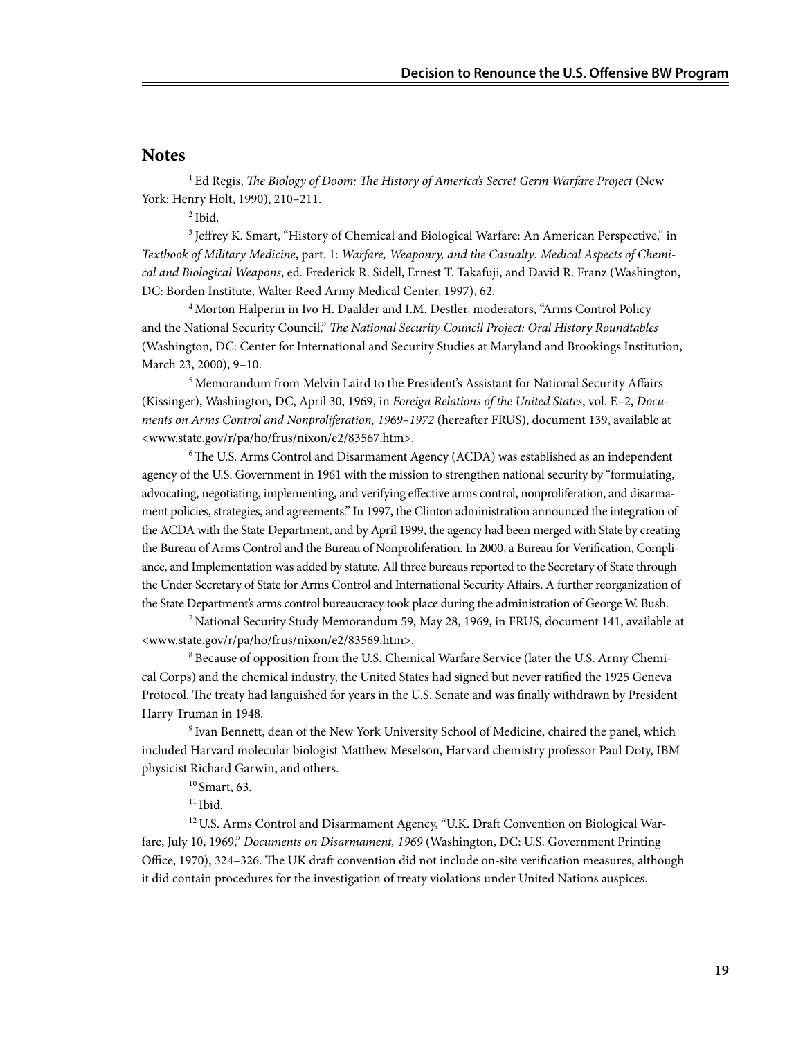## Notes

[1] Ed Regis, *The Biology of Doom: The History of America's Secret Germ Warfare Project* (New York: Henry Holt, 1990), 210–211.

[2] Ibid.

[3] Jeffrey K. Smart, "History of Chemical and Biological Warfare: An American Perspective," in *Textbook of Military Medicine*, part. 1: *Warfare, Weaponry, and the Casualty: Medical Aspects of Chemical and Biological Weapons*, ed. Frederick R. Sidell, Ernest T. Takafuji, and David R. Franz (Washington, DC: Borden Institute, Walter Reed Army Medical Center, 1997), 62.

[4] Morton Halperin in Ivo H. Daalder and I.M. Destler, moderators, "Arms Control Policy and the National Security Council," *The National Security Council Project: Oral History Roundtables* (Washington, DC: Center for International and Security Studies at Maryland and Brookings Institution, March 23, 2000), 9–10.

[5] Memorandum from Melvin Laird to the President's Assistant for National Security Affairs (Kissinger), Washington, DC, April 30, 1969, in *Foreign Relations of the United States*, vol. E–2, *Documents on Arms Control and Nonproliferation, 1969–1972* (hereafter FRUS), document 139, available at <www.state.gov/r/pa/ho/frus/nixon/e2/83567.htm>.

[6] The U.S. Arms Control and Disarmament Agency (ACDA) was established as an independent agency of the U.S. Government in 1961 with the mission to strengthen national security by "formulating, advocating, negotiating, implementing, and verifying effective arms control, nonproliferation, and disarmament policies, strategies, and agreements." In 1997, the Clinton administration announced the integration of the ACDA with the State Department, and by April 1999, the agency had been merged with State by creating the Bureau of Arms Control and the Bureau of Nonproliferation. In 2000, a Bureau for Verification, Compliance, and Implementation was added by statute. All three bureaus reported to the Secretary of State through the Under Secretary of State for Arms Control and International Security Affairs. A further reorganization of the State Department's arms control bureaucracy took place during the administration of George W. Bush.

[7] National Security Study Memorandum 59, May 28, 1969, in FRUS, document 141, available at <www.state.gov/r/pa/ho/frus/nixon/e2/83569.htm>.

[8] Because of opposition from the U.S. Chemical Warfare Service (later the U.S. Army Chemical Corps) and the chemical industry, the United States had signed but never ratified the 1925 Geneva Protocol. The treaty had languished for years in the U.S. Senate and was finally withdrawn by President Harry Truman in 1948.

[9] Ivan Bennett, dean of the New York University School of Medicine, chaired the panel, which included Harvard molecular biologist Matthew Meselson, Harvard chemistry professor Paul Doty, IBM physicist Richard Garwin, and others.

[10] Smart, 63.

[11] Ibid.

[12] U.S. Arms Control and Disarmament Agency, "U.K. Draft Convention on Biological Warfare, July 10, 1969," *Documents on Disarmament, 1969* (Washington, DC: U.S. Government Printing Office, 1970), 324–326. The UK draft convention did not include on-site verification measures, although it did contain procedures for the investigation of treaty violations under United Nations auspices.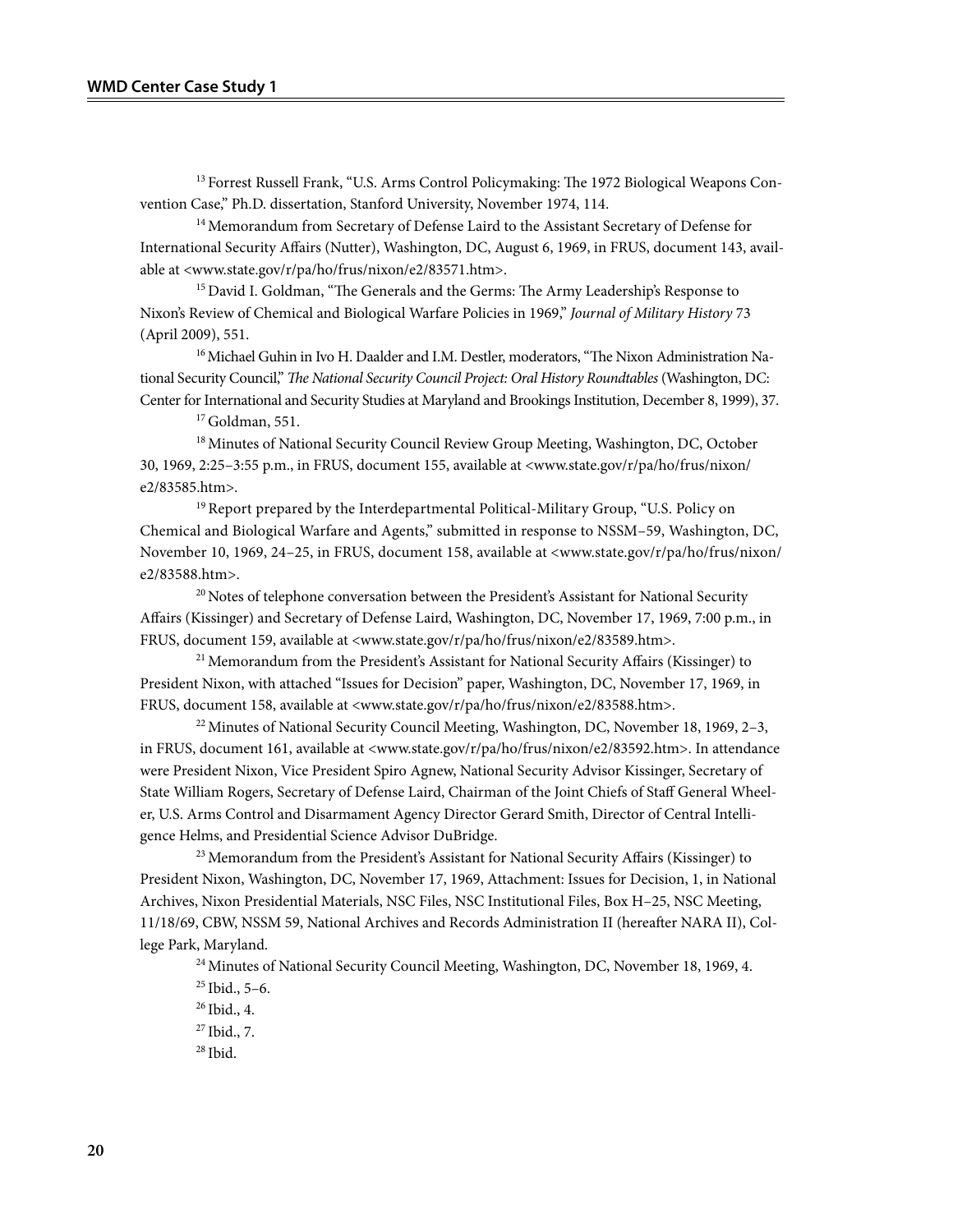[13] Forrest Russell Frank, "U.S. Arms Control Policymaking: The 1972 Biological Weapons Convention Case," Ph.D. dissertation, Stanford University, November 1974, 114.

[14] Memorandum from Secretary of Defense Laird to the Assistant Secretary of Defense for International Security Affairs (Nutter), Washington, DC, August 6, 1969, in FRUS, document 143, available at <www.state.gov/r/pa/ho/frus/nixon/e2/83571.htm>.

[15] David I. Goldman, "The Generals and the Germs: The Army Leadership's Response to Nixon's Review of Chemical and Biological Warfare Policies in 1969," *Journal of Military History* 73 (April 2009), 551.

[16] Michael Guhin in Ivo H. Daalder and I.M. Destler, moderators, "The Nixon Administration National Security Council," *The National Security Council Project: Oral History Roundtables* (Washington, DC: Center for International and Security Studies at Maryland and Brookings Institution, December 8, 1999), 37.

[17] Goldman, 551.

[18] Minutes of National Security Council Review Group Meeting, Washington, DC, October 30, 1969, 2:25–3:55 p.m., in FRUS, document 155, available at <www.state.gov/r/pa/ho/frus/nixon/e2/83585.htm>.

[19] Report prepared by the Interdepartmental Political-Military Group, "U.S. Policy on Chemical and Biological Warfare and Agents," submitted in response to NSSM–59, Washington, DC, November 10, 1969, 24–25, in FRUS, document 158, available at <www.state.gov/r/pa/ho/frus/nixon/e2/83588.htm>.

[20] Notes of telephone conversation between the President's Assistant for National Security Affairs (Kissinger) and Secretary of Defense Laird, Washington, DC, November 17, 1969, 7:00 p.m., in FRUS, document 159, available at <www.state.gov/r/pa/ho/frus/nixon/e2/83589.htm>.

[21] Memorandum from the President's Assistant for National Security Affairs (Kissinger) to President Nixon, with attached "Issues for Decision" paper, Washington, DC, November 17, 1969, in FRUS, document 158, available at <www.state.gov/r/pa/ho/frus/nixon/e2/83588.htm>.

[22] Minutes of National Security Council Meeting, Washington, DC, November 18, 1969, 2–3, in FRUS, document 161, available at <www.state.gov/r/pa/ho/frus/nixon/e2/83592.htm>. In attendance were President Nixon, Vice President Spiro Agnew, National Security Advisor Kissinger, Secretary of State William Rogers, Secretary of Defense Laird, Chairman of the Joint Chiefs of Staff General Wheeler, U.S. Arms Control and Disarmament Agency Director Gerard Smith, Director of Central Intelligence Helms, and Presidential Science Advisor DuBridge.

[23] Memorandum from the President's Assistant for National Security Affairs (Kissinger) to President Nixon, Washington, DC, November 17, 1969, Attachment: Issues for Decision, 1, in National Archives, Nixon Presidential Materials, NSC Files, NSC Institutional Files, Box H–25, NSC Meeting, 11/18/69, CBW, NSSM 59, National Archives and Records Administration II (hereafter NARA II), College Park, Maryland.

[24] Minutes of National Security Council Meeting, Washington, DC, November 18, 1969, 4.

[25] Ibid., 5–6.

[26] Ibid., 4.

[27] Ibid., 7.

[28] Ibid.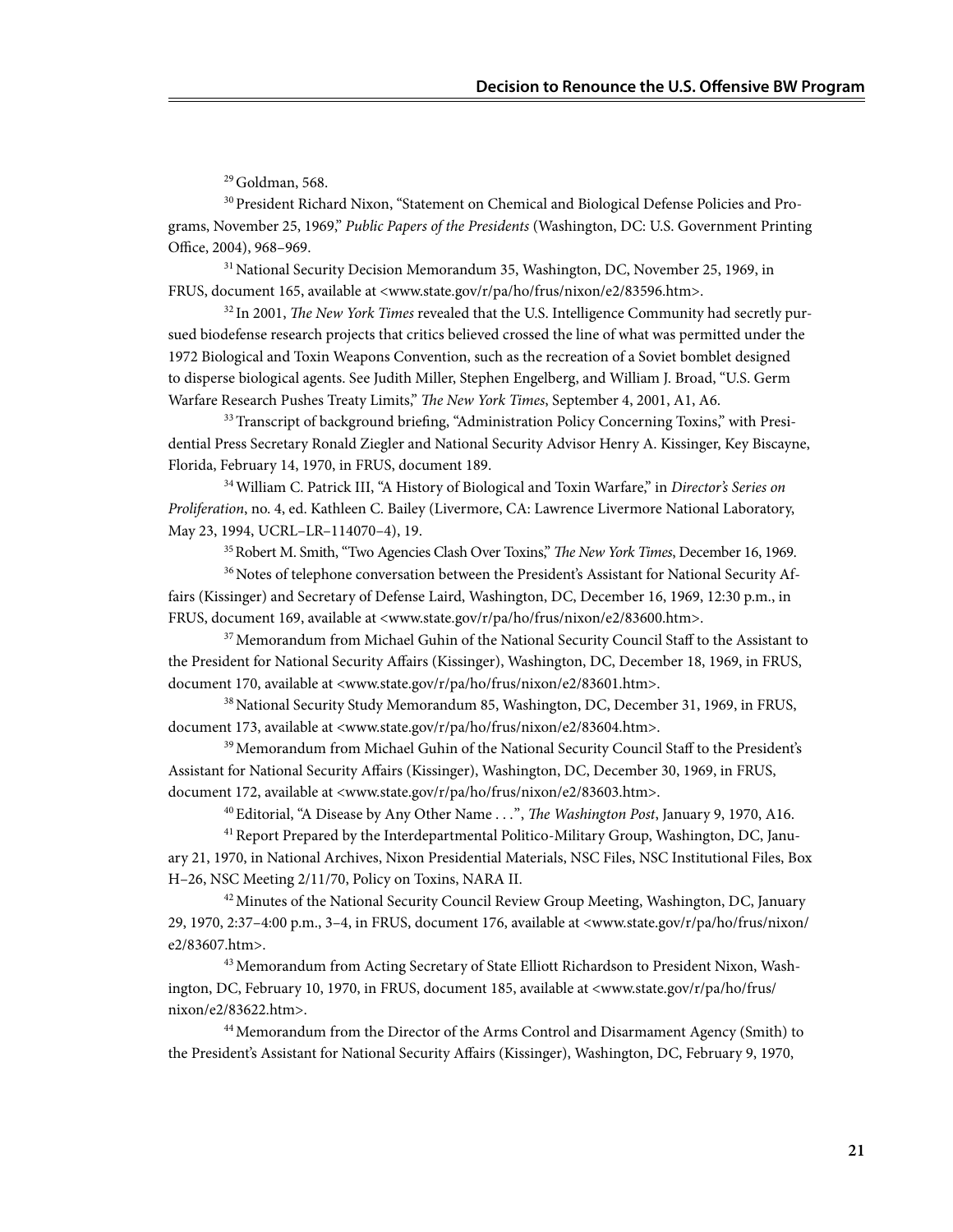[29] Goldman, 568.

[30] President Richard Nixon, "Statement on Chemical and Biological Defense Policies and Programs, November 25, 1969," *Public Papers of the Presidents* (Washington, DC: U.S. Government Printing Office, 2004), 968–969.

[31] National Security Decision Memorandum 35, Washington, DC, November 25, 1969, in FRUS, document 165, available at <www.state.gov/r/pa/ho/frus/nixon/e2/83596.htm>.

[32] In 2001, *The New York Times* revealed that the U.S. Intelligence Community had secretly pursued biodefense research projects that critics believed crossed the line of what was permitted under the 1972 Biological and Toxin Weapons Convention, such as the recreation of a Soviet bomblet designed to disperse biological agents. See Judith Miller, Stephen Engelberg, and William J. Broad, "U.S. Germ Warfare Research Pushes Treaty Limits," *The New York Times*, September 4, 2001, A1, A6.

[33] Transcript of background briefing, "Administration Policy Concerning Toxins," with Presidential Press Secretary Ronald Ziegler and National Security Advisor Henry A. Kissinger, Key Biscayne, Florida, February 14, 1970, in FRUS, document 189.

[34] William C. Patrick III, "A History of Biological and Toxin Warfare," in *Director's Series on Proliferation*, no. 4, ed. Kathleen C. Bailey (Livermore, CA: Lawrence Livermore National Laboratory, May 23, 1994, UCRL–LR–114070–4), 19.

[35] Robert M. Smith, "Two Agencies Clash Over Toxins," *The New York Times*, December 16, 1969.

[36] Notes of telephone conversation between the President's Assistant for National Security Affairs (Kissinger) and Secretary of Defense Laird, Washington, DC, December 16, 1969, 12:30 p.m., in FRUS, document 169, available at <www.state.gov/r/pa/ho/frus/nixon/e2/83600.htm>.

[37] Memorandum from Michael Guhin of the National Security Council Staff to the Assistant to the President for National Security Affairs (Kissinger), Washington, DC, December 18, 1969, in FRUS, document 170, available at <www.state.gov/r/pa/ho/frus/nixon/e2/83601.htm>.

[38] National Security Study Memorandum 85, Washington, DC, December 31, 1969, in FRUS, document 173, available at <www.state.gov/r/pa/ho/frus/nixon/e2/83604.htm>.

[39] Memorandum from Michael Guhin of the National Security Council Staff to the President's Assistant for National Security Affairs (Kissinger), Washington, DC, December 30, 1969, in FRUS, document 172, available at <www.state.gov/r/pa/ho/frus/nixon/e2/83603.htm>.

[40] Editorial, "A Disease by Any Other Name . . .", *The Washington Post*, January 9, 1970, A16.

[41] Report Prepared by the Interdepartmental Politico-Military Group, Washington, DC, January 21, 1970, in National Archives, Nixon Presidential Materials, NSC Files, NSC Institutional Files, Box H–26, NSC Meeting 2/11/70, Policy on Toxins, NARA II.

[42] Minutes of the National Security Council Review Group Meeting, Washington, DC, January 29, 1970, 2:37–4:00 p.m., 3–4, in FRUS, document 176, available at <www.state.gov/r/pa/ho/frus/nixon/e2/83607.htm>.

[43] Memorandum from Acting Secretary of State Elliott Richardson to President Nixon, Washington, DC, February 10, 1970, in FRUS, document 185, available at <www.state.gov/r/pa/ho/frus/nixon/e2/83622.htm>.

[44] Memorandum from the Director of the Arms Control and Disarmament Agency (Smith) to the President's Assistant for National Security Affairs (Kissinger), Washington, DC, February 9, 1970,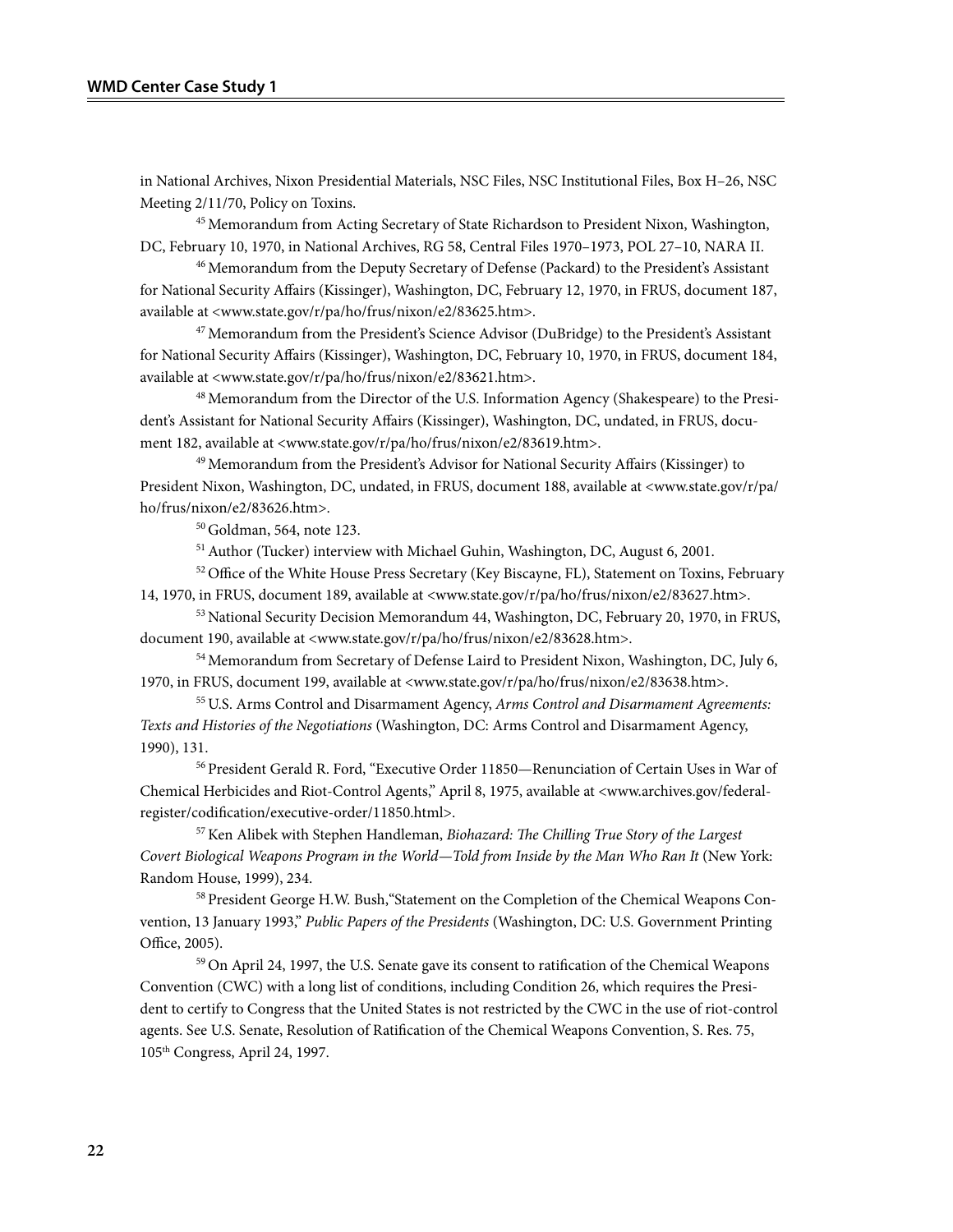in National Archives, Nixon Presidential Materials, NSC Files, NSC Institutional Files, Box H–26, NSC Meeting 2/11/70, Policy on Toxins.

[45] Memorandum from Acting Secretary of State Richardson to President Nixon, Washington, DC, February 10, 1970, in National Archives, RG 58, Central Files 1970–1973, POL 27–10, NARA II.

[46] Memorandum from the Deputy Secretary of Defense (Packard) to the President's Assistant for National Security Affairs (Kissinger), Washington, DC, February 12, 1970, in FRUS, document 187, available at <www.state.gov/r/pa/ho/frus/nixon/e2/83625.htm>.

[47] Memorandum from the President's Science Advisor (DuBridge) to the President's Assistant for National Security Affairs (Kissinger), Washington, DC, February 10, 1970, in FRUS, document 184, available at <www.state.gov/r/pa/ho/frus/nixon/e2/83621.htm>.

[48] Memorandum from the Director of the U.S. Information Agency (Shakespeare) to the President's Assistant for National Security Affairs (Kissinger), Washington, DC, undated, in FRUS, document 182, available at <www.state.gov/r/pa/ho/frus/nixon/e2/83619.htm>.

[49] Memorandum from the President's Advisor for National Security Affairs (Kissinger) to President Nixon, Washington, DC, undated, in FRUS, document 188, available at <www.state.gov/r/pa/ho/frus/nixon/e2/83626.htm>.

[50] Goldman, 564, note 123.

[51] Author (Tucker) interview with Michael Guhin, Washington, DC, August 6, 2001.

[52] Office of the White House Press Secretary (Key Biscayne, FL), Statement on Toxins, February 14, 1970, in FRUS, document 189, available at <www.state.gov/r/pa/ho/frus/nixon/e2/83627.htm>.

[53] National Security Decision Memorandum 44, Washington, DC, February 20, 1970, in FRUS, document 190, available at <www.state.gov/r/pa/ho/frus/nixon/e2/83628.htm>.

[54] Memorandum from Secretary of Defense Laird to President Nixon, Washington, DC, July 6, 1970, in FRUS, document 199, available at <www.state.gov/r/pa/ho/frus/nixon/e2/83638.htm>.

[55] U.S. Arms Control and Disarmament Agency, *Arms Control and Disarmament Agreements: Texts and Histories of the Negotiations* (Washington, DC: Arms Control and Disarmament Agency, 1990), 131.

[56] President Gerald R. Ford, "Executive Order 11850—Renunciation of Certain Uses in War of Chemical Herbicides and Riot-Control Agents," April 8, 1975, available at <www.archives.gov/federal-register/codification/executive-order/11850.html>.

[57] Ken Alibek with Stephen Handleman, *Biohazard: The Chilling True Story of the Largest Covert Biological Weapons Program in the World—Told from Inside by the Man Who Ran It* (New York: Random House, 1999), 234.

[58] President George H.W. Bush,"Statement on the Completion of the Chemical Weapons Convention, 13 January 1993," *Public Papers of the Presidents* (Washington, DC: U.S. Government Printing Office, 2005).

[59] On April 24, 1997, the U.S. Senate gave its consent to ratification of the Chemical Weapons Convention (CWC) with a long list of conditions, including Condition 26, which requires the President to certify to Congress that the United States is not restricted by the CWC in the use of riot-control agents. See U.S. Senate, Resolution of Ratification of the Chemical Weapons Convention, S. Res. 75, 105th Congress, April 24, 1997.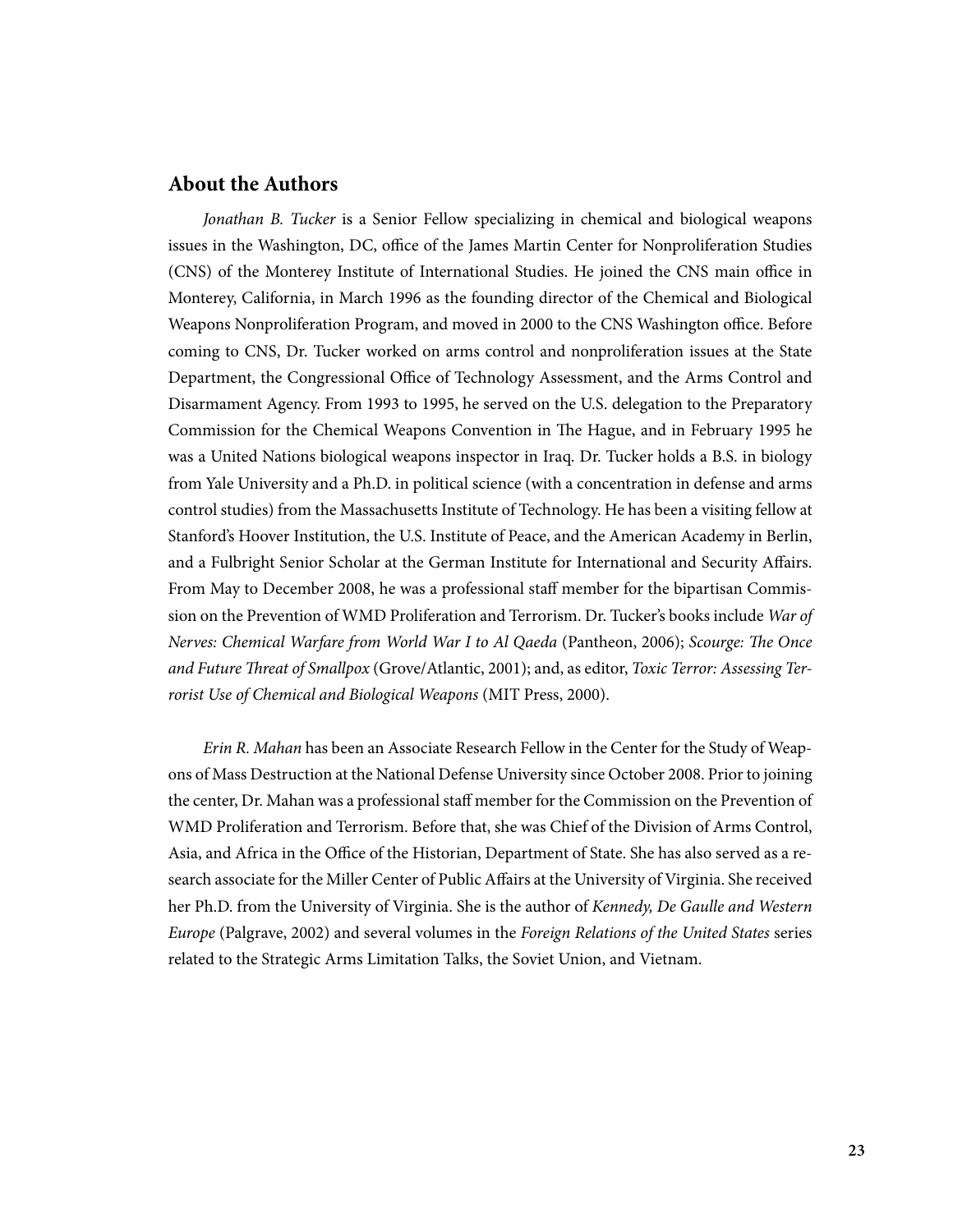## About the Authors

*Jonathan B. Tucker* is a Senior Fellow specializing in chemical and biological weapons issues in the Washington, DC, office of the James Martin Center for Nonproliferation Studies (CNS) of the Monterey Institute of International Studies. He joined the CNS main office in Monterey, California, in March 1996 as the founding director of the Chemical and Biological Weapons Nonproliferation Program, and moved in 2000 to the CNS Washington office. Before coming to CNS, Dr. Tucker worked on arms control and nonproliferation issues at the State Department, the Congressional Office of Technology Assessment, and the Arms Control and Disarmament Agency. From 1993 to 1995, he served on the U.S. delegation to the Preparatory Commission for the Chemical Weapons Convention in The Hague, and in February 1995 he was a United Nations biological weapons inspector in Iraq. Dr. Tucker holds a B.S. in biology from Yale University and a Ph.D. in political science (with a concentration in defense and arms control studies) from the Massachusetts Institute of Technology. He has been a visiting fellow at Stanford's Hoover Institution, the U.S. Institute of Peace, and the American Academy in Berlin, and a Fulbright Senior Scholar at the German Institute for International and Security Affairs. From May to December 2008, he was a professional staff member for the bipartisan Commission on the Prevention of WMD Proliferation and Terrorism. Dr. Tucker's books include *War of Nerves: Chemical Warfare from World War I to Al Qaeda* (Pantheon, 2006); *Scourge: The Once and Future Threat of Smallpox* (Grove/Atlantic, 2001); and, as editor, *Toxic Terror: Assessing Terrorist Use of Chemical and Biological Weapons* (MIT Press, 2000).

*Erin R. Mahan* has been an Associate Research Fellow in the Center for the Study of Weapons of Mass Destruction at the National Defense University since October 2008. Prior to joining the center, Dr. Mahan was a professional staff member for the Commission on the Prevention of WMD Proliferation and Terrorism. Before that, she was Chief of the Division of Arms Control, Asia, and Africa in the Office of the Historian, Department of State. She has also served as a research associate for the Miller Center of Public Affairs at the University of Virginia. She received her Ph.D. from the University of Virginia. She is the author of *Kennedy, De Gaulle and Western Europe* (Palgrave, 2002) and several volumes in the *Foreign Relations of the United States* series related to the Strategic Arms Limitation Talks, the Soviet Union, and Vietnam.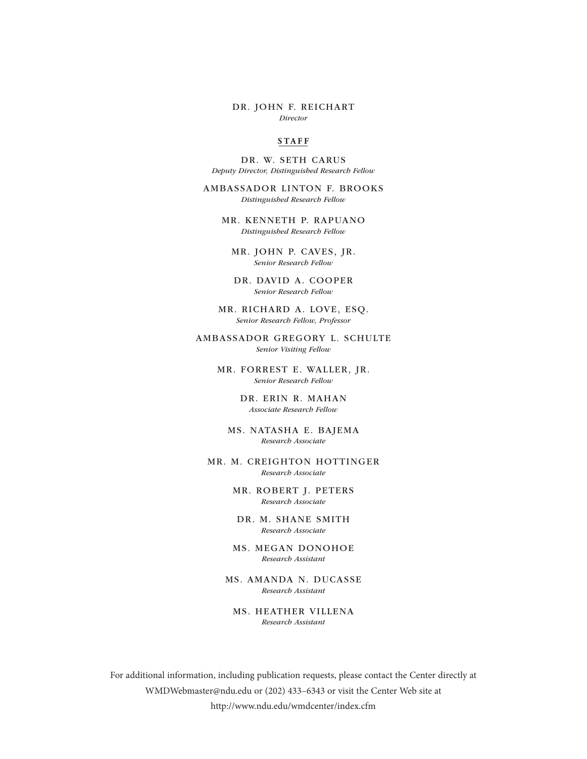DR. JOHN F. REICHART
*Director*

**STAFF**

DR. W. SETH CARUS
*Deputy Director, Distinguished Research Fellow*

AMBASSADOR LINTON F. BROOKS
*Distinguished Research Fellow*

MR. KENNETH P. RAPUANO
*Distinguished Research Fellow*

MR. JOHN P. CAVES, JR.
*Senior Research Fellow*

DR. DAVID A. COOPER
*Senior Research Fellow*

MR. RICHARD A. LOVE, ESQ.
*Senior Research Fellow, Professor*

AMBASSADOR GREGORY L. SCHULTE
*Senior Visiting Fellow*

MR. FORREST E. WALLER, JR.
*Senior Research Fellow*

DR. ERIN R. MAHAN
*Associate Research Fellow*

MS. NATASHA E. BAJEMA
*Research Associate*

MR. M. CREIGHTON HOTTINGER
*Research Associate*

MR. ROBERT J. PETERS
*Research Associate*

DR. M. SHANE SMITH
*Research Associate*

MS. MEGAN DONOHOE
*Research Assistant*

MS. AMANDA N. DUCASSE
*Research Assistant*

MS. HEATHER VILLENA
*Research Assistant*

For additional information, including publication requests, please contact the Center directly at WMDWebmaster@ndu.edu or (202) 433–6343 or visit the Center Web site at http://www.ndu.edu/wmdcenter/index.cfm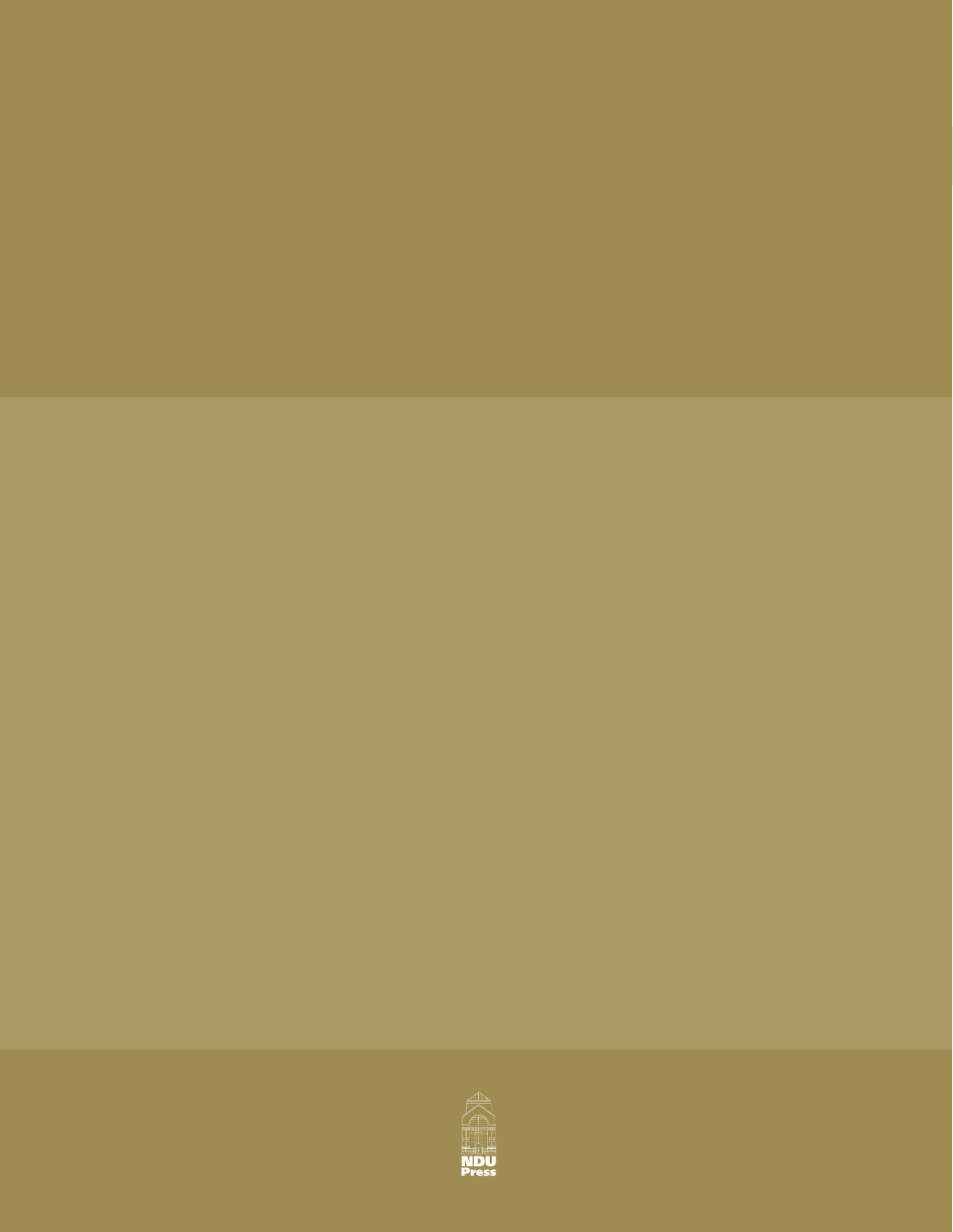NDU
Press